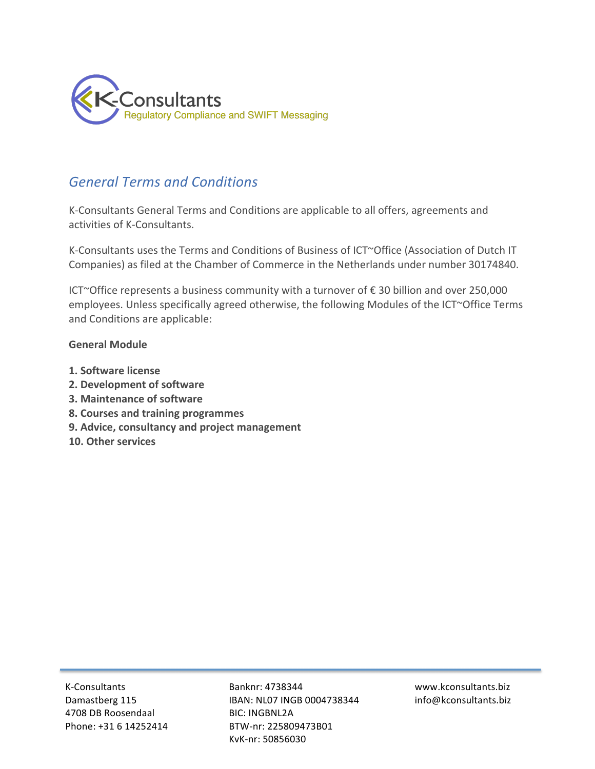**K-Consultants**
Regulatory Compliance and SWIFT Messaging

## *General Terms and Conditions*

K-Consultants General Terms and Conditions are applicable to all offers, agreements and activities of K-Consultants.

K-Consultants uses the Terms and Conditions of Business of ICT~Office (Association of Dutch IT Companies) as filed at the Chamber of Commerce in the Netherlands under number 30174840.

ICT~Office represents a business community with a turnover of € 30 billion and over 250,000 employees. Unless specifically agreed otherwise, the following Modules of the ICT~Office Terms and Conditions are applicable:

**General Module**

**1. Software license**
**2. Development of software**
**3. Maintenance of software**
**8. Courses and training programmes**
**9. Advice, consultancy and project management**
**10. Other services**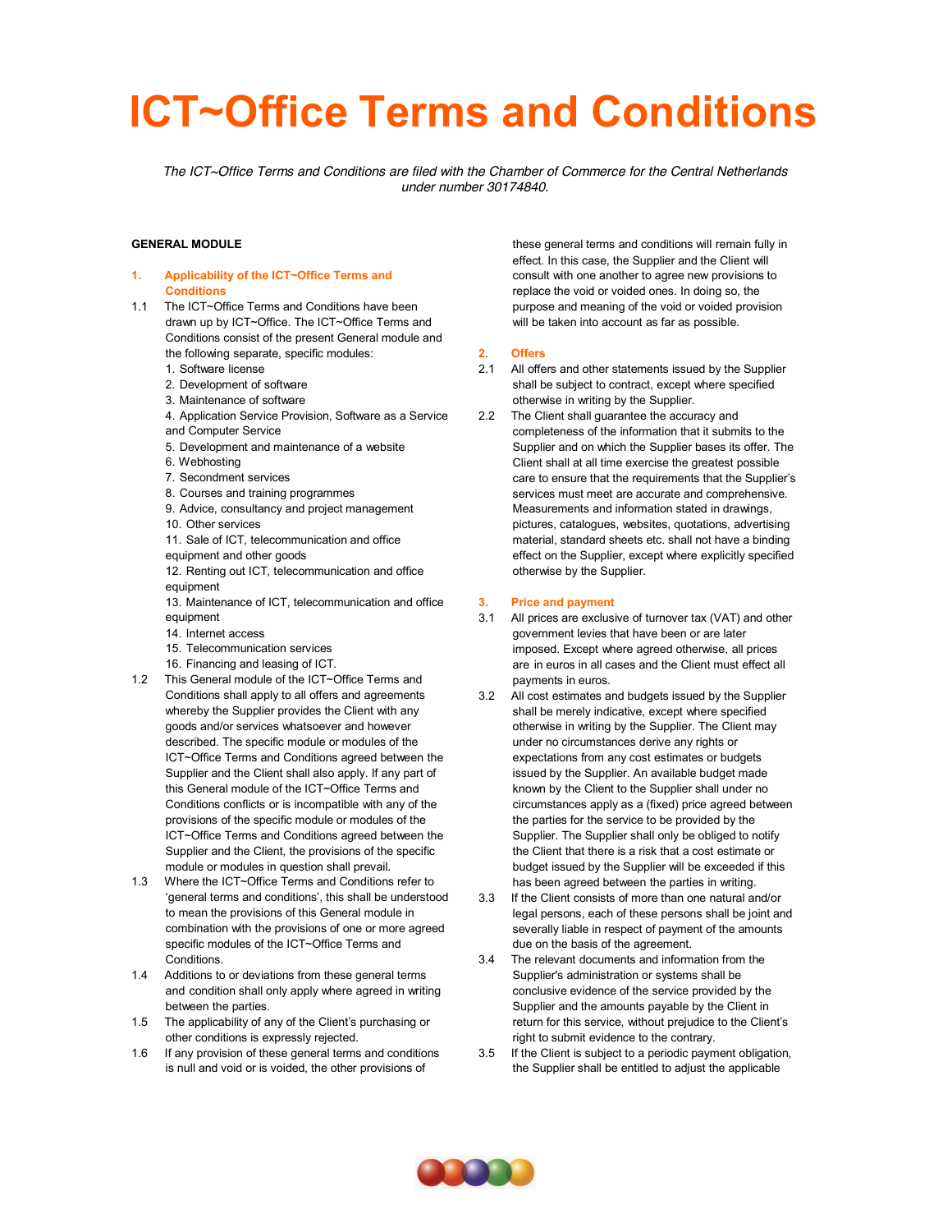# ICT~Office Terms and Conditions

*The ICT~Office Terms and Conditions are filed with the Chamber of Commerce for the Central Netherlands under number 30174840.*

**GENERAL MODULE**

## 1. Applicability of the ICT~Office Terms and Conditions

1.1 The ICT~Office Terms and Conditions have been drawn up by ICT~Office. The ICT~Office Terms and Conditions consist of the present General module and the following separate, specific modules:

1. Software license
2. Development of software
3. Maintenance of software
4. Application Service Provision, Software as a Service and Computer Service
5. Development and maintenance of a website
6. Webhosting
7. Secondment services
8. Courses and training programmes
9. Advice, consultancy and project management
10. Other services
11. Sale of ICT, telecommunication and office equipment and other goods
12. Renting out ICT, telecommunication and office equipment
13. Maintenance of ICT, telecommunication and office equipment
14. Internet access
15. Telecommunication services
16. Financing and leasing of ICT.

1.2 This General module of the ICT~Office Terms and Conditions shall apply to all offers and agreements whereby the Supplier provides the Client with any goods and/or services whatsoever and however described. The specific module or modules of the ICT~Office Terms and Conditions agreed between the Supplier and the Client shall also apply. If any part of this General module of the ICT~Office Terms and Conditions conflicts or is incompatible with any of the provisions of the specific module or modules of the ICT~Office Terms and Conditions agreed between the Supplier and the Client, the provisions of the specific module or modules in question shall prevail.

1.3 Where the ICT~Office Terms and Conditions refer to 'general terms and conditions', this shall be understood to mean the provisions of this General module in combination with the provisions of one or more agreed specific modules of the ICT~Office Terms and Conditions.

1.4 Additions to or deviations from these general terms and condition shall only apply where agreed in writing between the parties.

1.5 The applicability of any of the Client's purchasing or other conditions is expressly rejected.

1.6 If any provision of these general terms and conditions is null and void or is voided, the other provisions of these general terms and conditions will remain fully in effect. In this case, the Supplier and the Client will consult with one another to agree new provisions to replace the void or voided ones. In doing so, the purpose and meaning of the void or voided provision will be taken into account as far as possible.

## 2. Offers

2.1 All offers and other statements issued by the Supplier shall be subject to contract, except where specified otherwise in writing by the Supplier.

2.2 The Client shall guarantee the accuracy and completeness of the information that it submits to the Supplier and on which the Supplier bases its offer. The Client shall at all time exercise the greatest possible care to ensure that the requirements that the Supplier's services must meet are accurate and comprehensive. Measurements and information stated in drawings, pictures, catalogues, websites, quotations, advertising material, standard sheets etc. shall not have a binding effect on the Supplier, except where explicitly specified otherwise by the Supplier.

## 3. Price and payment

3.1 All prices are exclusive of turnover tax (VAT) and other government levies that have been or are later imposed. Except where agreed otherwise, all prices are in euros in all cases and the Client must effect all payments in euros.

3.2 All cost estimates and budgets issued by the Supplier shall be merely indicative, except where specified otherwise in writing by the Supplier. The Client may under no circumstances derive any rights or expectations from any cost estimates or budgets issued by the Supplier. An available budget made known by the Client to the Supplier shall under no circumstances apply as a (fixed) price agreed between the parties for the service to be provided by the Supplier. The Supplier shall only be obliged to notify the Client that there is a risk that a cost estimate or budget issued by the Supplier will be exceeded if this has been agreed between the parties in writing.

3.3 If the Client consists of more than one natural and/or legal persons, each of these persons shall be joint and severally liable in respect of payment of the amounts due on the basis of the agreement.

3.4 The relevant documents and information from the Supplier's administration or systems shall be conclusive evidence of the service provided by the Supplier and the amounts payable by the Client in return for this service, without prejudice to the Client's right to submit evidence to the contrary.

3.5 If the Client is subject to a periodic payment obligation, the Supplier shall be entitled to adjust the applicable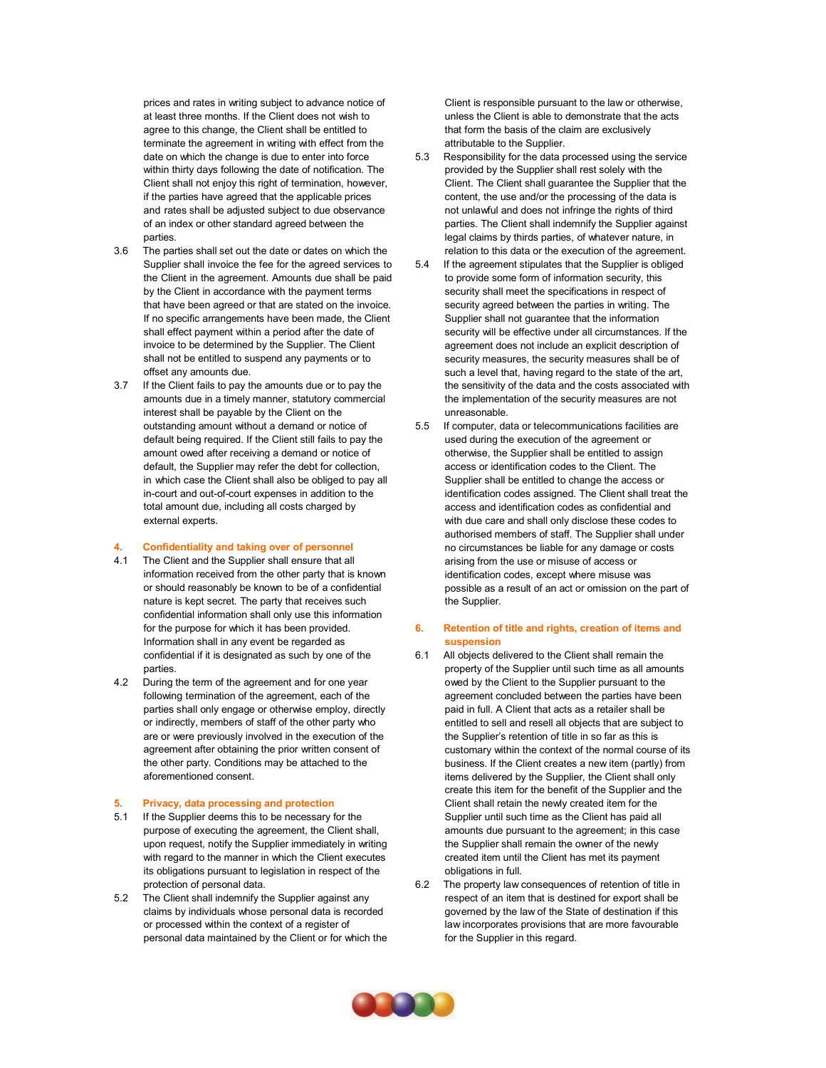prices and rates in writing subject to advance notice of at least three months. If the Client does not wish to agree to this change, the Client shall be entitled to terminate the agreement in writing with effect from the date on which the change is due to enter into force within thirty days following the date of notification. The Client shall not enjoy this right of termination, however, if the parties have agreed that the applicable prices and rates shall be adjusted subject to due observance of an index or other standard agreed between the parties.

3.6 The parties shall set out the date or dates on which the Supplier shall invoice the fee for the agreed services to the Client in the agreement. Amounts due shall be paid by the Client in accordance with the payment terms that have been agreed or that are stated on the invoice. If no specific arrangements have been made, the Client shall effect payment within a period after the date of invoice to be determined by the Supplier. The Client shall not be entitled to suspend any payments or to offset any amounts due.

3.7 If the Client fails to pay the amounts due or to pay the amounts due in a timely manner, statutory commercial interest shall be payable by the Client on the outstanding amount without a demand or notice of default being required. If the Client still fails to pay the amount owed after receiving a demand or notice of default, the Supplier may refer the debt for collection, in which case the Client shall also be obliged to pay all in-court and out-of-court expenses in addition to the total amount due, including all costs charged by external experts.

## 4. Confidentiality and taking over of personnel

4.1 The Client and the Supplier shall ensure that all information received from the other party that is known or should reasonably be known to be of a confidential nature is kept secret. The party that receives such confidential information shall only use this information for the purpose for which it has been provided. Information shall in any event be regarded as confidential if it is designated as such by one of the parties.

4.2 During the term of the agreement and for one year following termination of the agreement, each of the parties shall only engage or otherwise employ, directly or indirectly, members of staff of the other party who are or were previously involved in the execution of the agreement after obtaining the prior written consent of the other party. Conditions may be attached to the aforementioned consent.

## 5. Privacy, data processing and protection

5.1 If the Supplier deems this to be necessary for the purpose of executing the agreement, the Client shall, upon request, notify the Supplier immediately in writing with regard to the manner in which the Client executes its obligations pursuant to legislation in respect of the protection of personal data.

5.2 The Client shall indemnify the Supplier against any claims by individuals whose personal data is recorded or processed within the context of a register of personal data maintained by the Client or for which the Client is responsible pursuant to the law or otherwise, unless the Client is able to demonstrate that the acts that form the basis of the claim are exclusively attributable to the Supplier.

5.3 Responsibility for the data processed using the service provided by the Supplier shall rest solely with the Client. The Client shall guarantee the Supplier that the content, the use and/or the processing of the data is not unlawful and does not infringe the rights of third parties. The Client shall indemnify the Supplier against legal claims by thirds parties, of whatever nature, in relation to this data or the execution of the agreement.

5.4 If the agreement stipulates that the Supplier is obliged to provide some form of information security, this security shall meet the specifications in respect of security agreed between the parties in writing. The Supplier shall not guarantee that the information security will be effective under all circumstances. If the agreement does not include an explicit description of security measures, the security measures shall be of such a level that, having regard to the state of the art, the sensitivity of the data and the costs associated with the implementation of the security measures are not unreasonable.

5.5 If computer, data or telecommunications facilities are used during the execution of the agreement or otherwise, the Supplier shall be entitled to assign access or identification codes to the Client. The Supplier shall be entitled to change the access or identification codes assigned. The Client shall treat the access and identification codes as confidential and with due care and shall only disclose these codes to authorised members of staff. The Supplier shall under no circumstances be liable for any damage or costs arising from the use or misuse of access or identification codes, except where misuse was possible as a result of an act or omission on the part of the Supplier.

## 6. Retention of title and rights, creation of items and suspension

6.1 All objects delivered to the Client shall remain the property of the Supplier until such time as all amounts owed by the Client to the Supplier pursuant to the agreement concluded between the parties have been paid in full. A Client that acts as a retailer shall be entitled to sell and resell all objects that are subject to the Supplier's retention of title in so far as this is customary within the context of the normal course of its business. If the Client creates a new item (partly) from items delivered by the Supplier, the Client shall only create this item for the benefit of the Supplier and the Client shall retain the newly created item for the Supplier until such time as the Client has paid all amounts due pursuant to the agreement; in this case the Supplier shall remain the owner of the newly created item until the Client has met its payment obligations in full.

6.2 The property law consequences of retention of title in respect of an item that is destined for export shall be governed by the law of the State of destination if this law incorporates provisions that are more favourable for the Supplier in this regard.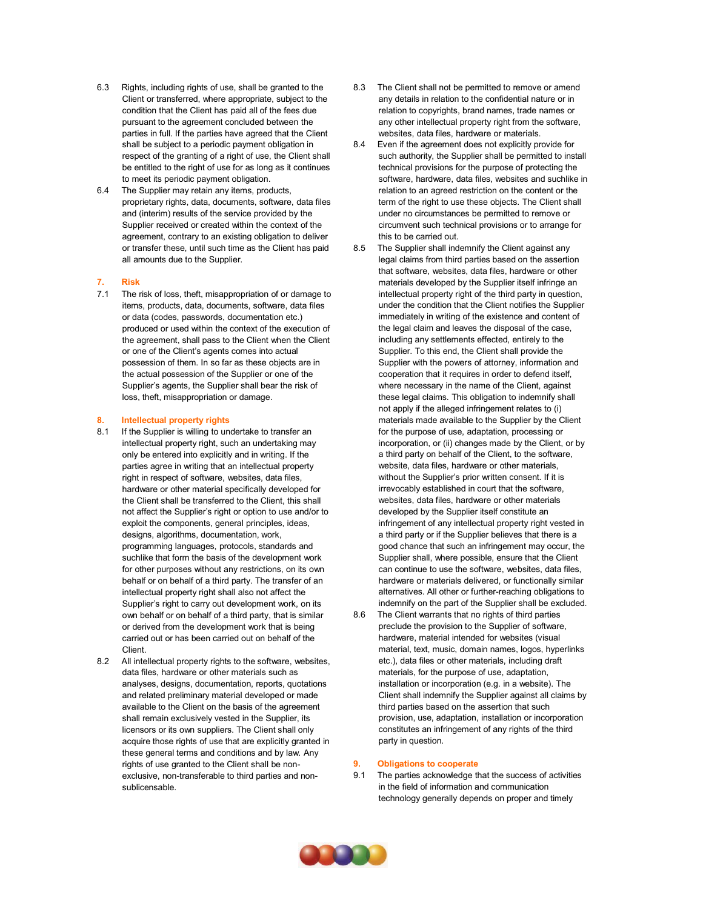6.3 Rights, including rights of use, shall be granted to the Client or transferred, where appropriate, subject to the condition that the Client has paid all of the fees due pursuant to the agreement concluded between the parties in full. If the parties have agreed that the Client shall be subject to a periodic payment obligation in respect of the granting of a right of use, the Client shall be entitled to the right of use for as long as it continues to meet its periodic payment obligation.

6.4 The Supplier may retain any items, products, proprietary rights, data, documents, software, data files and (interim) results of the service provided by the Supplier received or created within the context of the agreement, contrary to an existing obligation to deliver or transfer these, until such time as the Client has paid all amounts due to the Supplier.

## 7. Risk

7.1 The risk of loss, theft, misappropriation of or damage to items, products, data, documents, software, data files or data (codes, passwords, documentation etc.) produced or used within the context of the execution of the agreement, shall pass to the Client when the Client or one of the Client's agents comes into actual possession of them. In so far as these objects are in the actual possession of the Supplier or one of the Supplier's agents, the Supplier shall bear the risk of loss, theft, misappropriation or damage.

## 8. Intellectual property rights

8.1 If the Supplier is willing to undertake to transfer an intellectual property right, such an undertaking may only be entered into explicitly and in writing. If the parties agree in writing that an intellectual property right in respect of software, websites, data files, hardware or other material specifically developed for the Client shall be transferred to the Client, this shall not affect the Supplier's right or option to use and/or to exploit the components, general principles, ideas, designs, algorithms, documentation, work, programming languages, protocols, standards and suchlike that form the basis of the development work for other purposes without any restrictions, on its own behalf or on behalf of a third party. The transfer of an intellectual property right shall also not affect the Supplier's right to carry out development work, on its own behalf or on behalf of a third party, that is similar or derived from the development work that is being carried out or has been carried out on behalf of the Client.

8.2 All intellectual property rights to the software, websites, data files, hardware or other materials such as analyses, designs, documentation, reports, quotations and related preliminary material developed or made available to the Client on the basis of the agreement shall remain exclusively vested in the Supplier, its licensors or its own suppliers. The Client shall only acquire those rights of use that are explicitly granted in these general terms and conditions and by law. Any rights of use granted to the Client shall be non-exclusive, non-transferable to third parties and non-sublicensable.

8.3 The Client shall not be permitted to remove or amend any details in relation to the confidential nature or in relation to copyrights, brand names, trade names or any other intellectual property right from the software, websites, data files, hardware or materials.

8.4 Even if the agreement does not explicitly provide for such authority, the Supplier shall be permitted to install technical provisions for the purpose of protecting the software, hardware, data files, websites and suchlike in relation to an agreed restriction on the content or the term of the right to use these objects. The Client shall under no circumstances be permitted to remove or circumvent such technical provisions or to arrange for this to be carried out.

8.5 The Supplier shall indemnify the Client against any legal claims from third parties based on the assertion that software, websites, data files, hardware or other materials developed by the Supplier itself infringe an intellectual property right of the third party in question, under the condition that the Client notifies the Supplier immediately in writing of the existence and content of the legal claim and leaves the disposal of the case, including any settlements effected, entirely to the Supplier. To this end, the Client shall provide the Supplier with the powers of attorney, information and cooperation that it requires in order to defend itself, where necessary in the name of the Client, against these legal claims. This obligation to indemnify shall not apply if the alleged infringement relates to (i) materials made available to the Supplier by the Client for the purpose of use, adaptation, processing or incorporation, or (ii) changes made by the Client, or by a third party on behalf of the Client, to the software, website, data files, hardware or other materials, without the Supplier's prior written consent. If it is irrevocably established in court that the software, websites, data files, hardware or other materials developed by the Supplier itself constitute an infringement of any intellectual property right vested in a third party or if the Supplier believes that there is a good chance that such an infringement may occur, the Supplier shall, where possible, ensure that the Client can continue to use the software, websites, data files, hardware or materials delivered, or functionally similar alternatives. All other or further-reaching obligations to indemnify on the part of the Supplier shall be excluded.

8.6 The Client warrants that no rights of third parties preclude the provision to the Supplier of software, hardware, material intended for websites (visual material, text, music, domain names, logos, hyperlinks etc.), data files or other materials, including draft materials, for the purpose of use, adaptation, installation or incorporation (e.g. in a website). The Client shall indemnify the Supplier against all claims by third parties based on the assertion that such provision, use, adaptation, installation or incorporation constitutes an infringement of any rights of the third party in question.

## 9. Obligations to cooperate

9.1 The parties acknowledge that the success of activities in the field of information and communication technology generally depends on proper and timely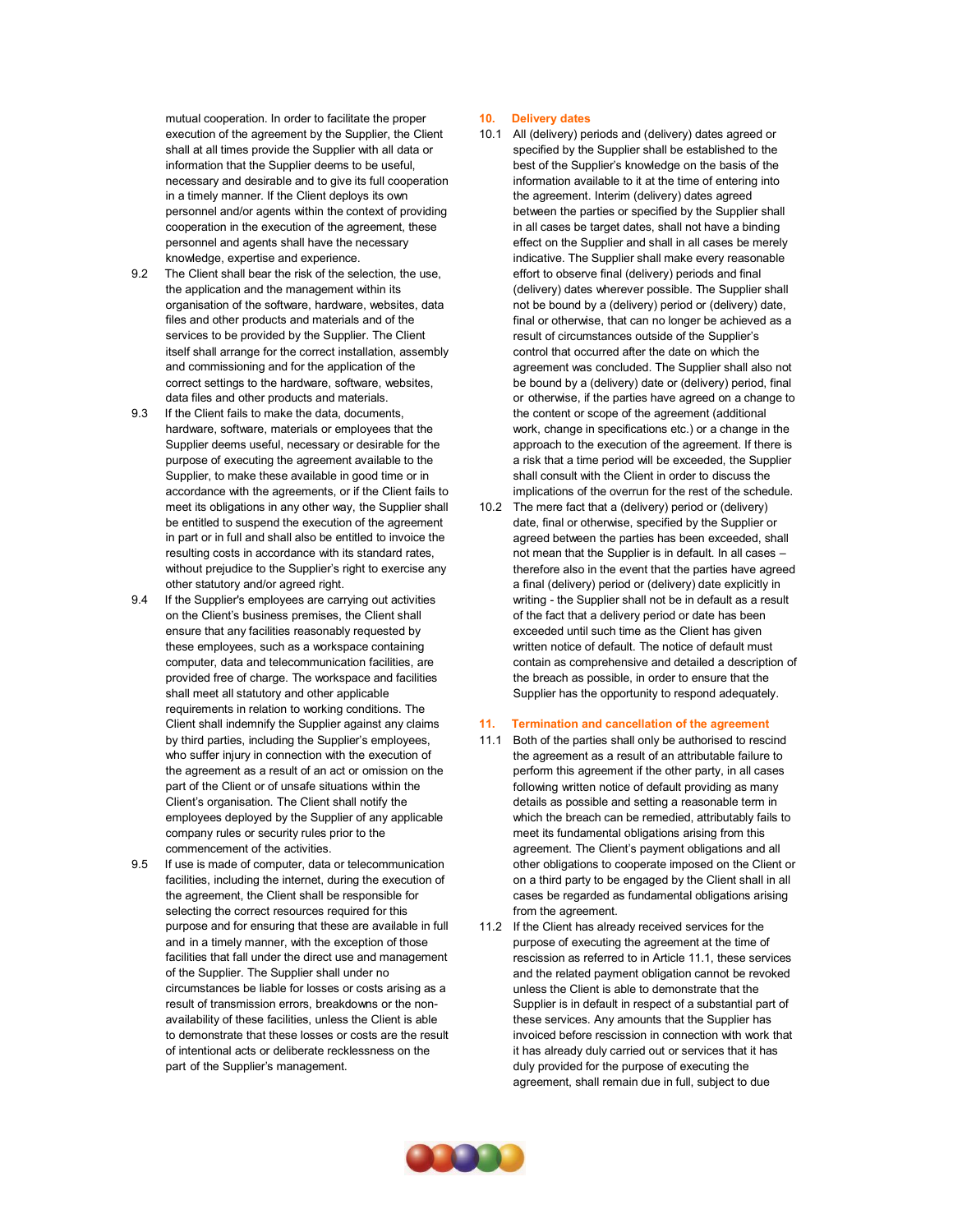mutual cooperation. In order to facilitate the proper execution of the agreement by the Supplier, the Client shall at all times provide the Supplier with all data or information that the Supplier deems to be useful, necessary and desirable and to give its full cooperation in a timely manner. If the Client deploys its own personnel and/or agents within the context of providing cooperation in the execution of the agreement, these personnel and agents shall have the necessary knowledge, expertise and experience.

9.2 The Client shall bear the risk of the selection, the use, the application and the management within its organisation of the software, hardware, websites, data files and other products and materials and of the services to be provided by the Supplier. The Client itself shall arrange for the correct installation, assembly and commissioning and for the application of the correct settings to the hardware, software, websites, data files and other products and materials.

9.3 If the Client fails to make the data, documents, hardware, software, materials or employees that the Supplier deems useful, necessary or desirable for the purpose of executing the agreement available to the Supplier, to make these available in good time or in accordance with the agreements, or if the Client fails to meet its obligations in any other way, the Supplier shall be entitled to suspend the execution of the agreement in part or in full and shall also be entitled to invoice the resulting costs in accordance with its standard rates, without prejudice to the Supplier's right to exercise any other statutory and/or agreed right.

9.4 If the Supplier's employees are carrying out activities on the Client's business premises, the Client shall ensure that any facilities reasonably requested by these employees, such as a workspace containing computer, data and telecommunication facilities, are provided free of charge. The workspace and facilities shall meet all statutory and other applicable requirements in relation to working conditions. The Client shall indemnify the Supplier against any claims by third parties, including the Supplier's employees, who suffer injury in connection with the execution of the agreement as a result of an act or omission on the part of the Client or of unsafe situations within the Client's organisation. The Client shall notify the employees deployed by the Supplier of any applicable company rules or security rules prior to the commencement of the activities.

9.5 If use is made of computer, data or telecommunication facilities, including the internet, during the execution of the agreement, the Client shall be responsible for selecting the correct resources required for this purpose and for ensuring that these are available in full and in a timely manner, with the exception of those facilities that fall under the direct use and management of the Supplier. The Supplier shall under no circumstances be liable for losses or costs arising as a result of transmission errors, breakdowns or the non-availability of these facilities, unless the Client is able to demonstrate that these losses or costs are the result of intentional acts or deliberate recklessness on the part of the Supplier's management.

## 10. Delivery dates

10.1 All (delivery) periods and (delivery) dates agreed or specified by the Supplier shall be established to the best of the Supplier's knowledge on the basis of the information available to it at the time of entering into the agreement. Interim (delivery) dates agreed between the parties or specified by the Supplier shall in all cases be target dates, shall not have a binding effect on the Supplier and shall in all cases be merely indicative. The Supplier shall make every reasonable effort to observe final (delivery) periods and final (delivery) dates wherever possible. The Supplier shall not be bound by a (delivery) period or (delivery) date, final or otherwise, that can no longer be achieved as a result of circumstances outside of the Supplier's control that occurred after the date on which the agreement was concluded. The Supplier shall also not be bound by a (delivery) date or (delivery) period, final or otherwise, if the parties have agreed on a change to the content or scope of the agreement (additional work, change in specifications etc.) or a change in the approach to the execution of the agreement. If there is a risk that a time period will be exceeded, the Supplier shall consult with the Client in order to discuss the implications of the overrun for the rest of the schedule.

10.2 The mere fact that a (delivery) period or (delivery) date, final or otherwise, specified by the Supplier or agreed between the parties has been exceeded, shall not mean that the Supplier is in default. In all cases – therefore also in the event that the parties have agreed a final (delivery) period or (delivery) date explicitly in writing - the Supplier shall not be in default as a result of the fact that a delivery period or date has been exceeded until such time as the Client has given written notice of default. The notice of default must contain as comprehensive and detailed a description of the breach as possible, in order to ensure that the Supplier has the opportunity to respond adequately.

## 11. Termination and cancellation of the agreement

11.1 Both of the parties shall only be authorised to rescind the agreement as a result of an attributable failure to perform this agreement if the other party, in all cases following written notice of default providing as many details as possible and setting a reasonable term in which the breach can be remedied, attributably fails to meet its fundamental obligations arising from this agreement. The Client's payment obligations and all other obligations to cooperate imposed on the Client or on a third party to be engaged by the Client shall in all cases be regarded as fundamental obligations arising from the agreement.

11.2 If the Client has already received services for the purpose of executing the agreement at the time of rescission as referred to in Article 11.1, these services and the related payment obligation cannot be revoked unless the Client is able to demonstrate that the Supplier is in default in respect of a substantial part of these services. Any amounts that the Supplier has invoiced before rescission in connection with work that it has already duly carried out or services that it has duly provided for the purpose of executing the agreement, shall remain due in full, subject to due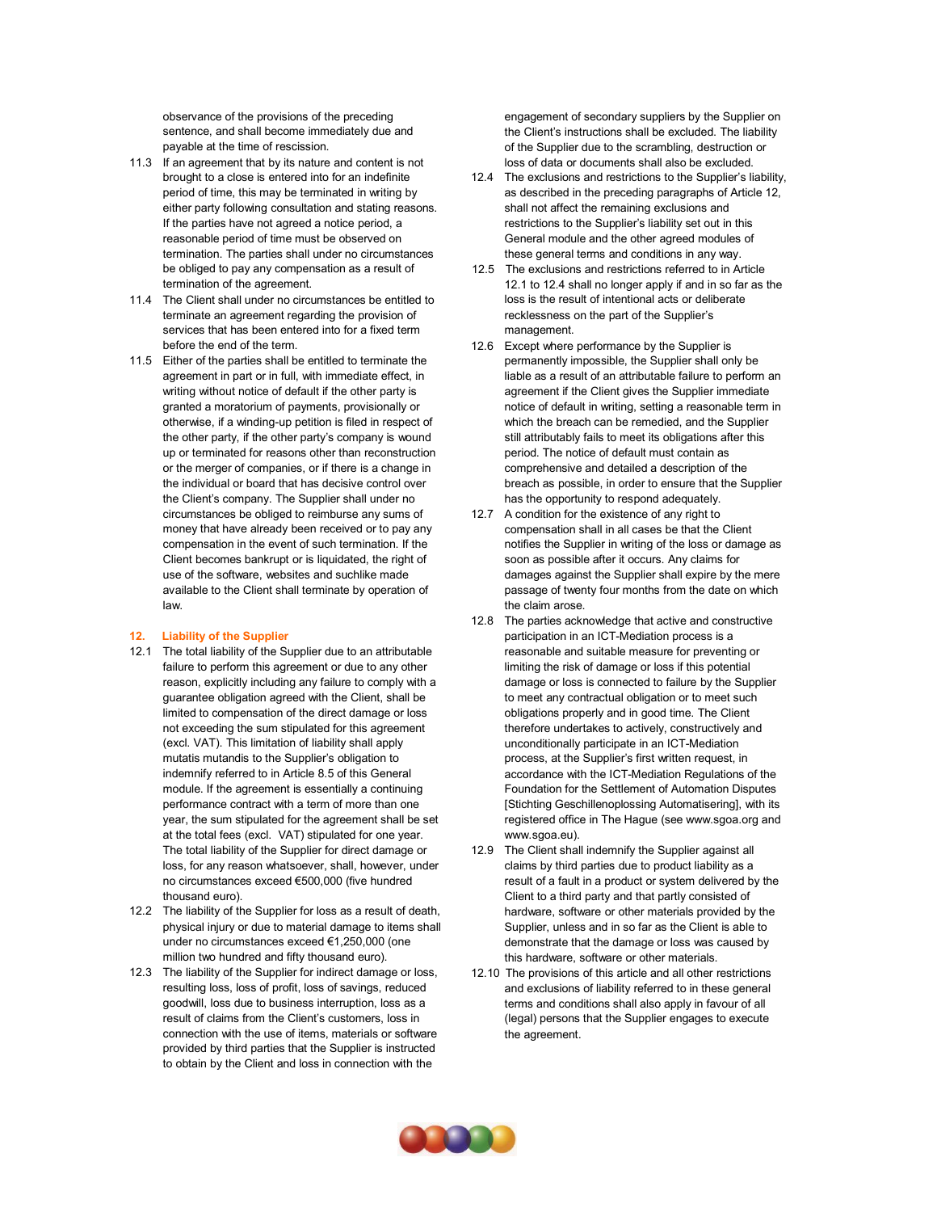observance of the provisions of the preceding sentence, and shall become immediately due and payable at the time of rescission.

11.3 If an agreement that by its nature and content is not brought to a close is entered into for an indefinite period of time, this may be terminated in writing by either party following consultation and stating reasons. If the parties have not agreed a notice period, a reasonable period of time must be observed on termination. The parties shall under no circumstances be obliged to pay any compensation as a result of termination of the agreement.

11.4 The Client shall under no circumstances be entitled to terminate an agreement regarding the provision of services that has been entered into for a fixed term before the end of the term.

11.5 Either of the parties shall be entitled to terminate the agreement in part or in full, with immediate effect, in writing without notice of default if the other party is granted a moratorium of payments, provisionally or otherwise, if a winding-up petition is filed in respect of the other party, if the other party's company is wound up or terminated for reasons other than reconstruction or the merger of companies, or if there is a change in the individual or board that has decisive control over the Client's company. The Supplier shall under no circumstances be obliged to reimburse any sums of money that have already been received or to pay any compensation in the event of such termination. If the Client becomes bankrupt or is liquidated, the right of use of the software, websites and suchlike made available to the Client shall terminate by operation of law.

## 12. Liability of the Supplier

12.1 The total liability of the Supplier due to an attributable failure to perform this agreement or due to any other reason, explicitly including any failure to comply with a guarantee obligation agreed with the Client, shall be limited to compensation of the direct damage or loss not exceeding the sum stipulated for this agreement (excl. VAT). This limitation of liability shall apply mutatis mutandis to the Supplier's obligation to indemnify referred to in Article 8.5 of this General module. If the agreement is essentially a continuing performance contract with a term of more than one year, the sum stipulated for the agreement shall be set at the total fees (excl. VAT) stipulated for one year. The total liability of the Supplier for direct damage or loss, for any reason whatsoever, shall, however, under no circumstances exceed €500,000 (five hundred thousand euro).

12.2 The liability of the Supplier for loss as a result of death, physical injury or due to material damage to items shall under no circumstances exceed €1,250,000 (one million two hundred and fifty thousand euro).

12.3 The liability of the Supplier for indirect damage or loss, resulting loss, loss of profit, loss of savings, reduced goodwill, loss due to business interruption, loss as a result of claims from the Client's customers, loss in connection with the use of items, materials or software provided by third parties that the Supplier is instructed to obtain by the Client and loss in connection with the engagement of secondary suppliers by the Supplier on the Client's instructions shall be excluded. The liability of the Supplier due to the scrambling, destruction or loss of data or documents shall also be excluded.

12.4 The exclusions and restrictions to the Supplier's liability, as described in the preceding paragraphs of Article 12, shall not affect the remaining exclusions and restrictions to the Supplier's liability set out in this General module and the other agreed modules of these general terms and conditions in any way.

12.5 The exclusions and restrictions referred to in Article 12.1 to 12.4 shall no longer apply if and in so far as the loss is the result of intentional acts or deliberate recklessness on the part of the Supplier's management.

12.6 Except where performance by the Supplier is permanently impossible, the Supplier shall only be liable as a result of an attributable failure to perform an agreement if the Client gives the Supplier immediate notice of default in writing, setting a reasonable term in which the breach can be remedied, and the Supplier still attributably fails to meet its obligations after this period. The notice of default must contain as comprehensive and detailed a description of the breach as possible, in order to ensure that the Supplier has the opportunity to respond adequately.

12.7 A condition for the existence of any right to compensation shall in all cases be that the Client notifies the Supplier in writing of the loss or damage as soon as possible after it occurs. Any claims for damages against the Supplier shall expire by the mere passage of twenty four months from the date on which the claim arose.

12.8 The parties acknowledge that active and constructive participation in an ICT-Mediation process is a reasonable and suitable measure for preventing or limiting the risk of damage or loss if this potential damage or loss is connected to failure by the Supplier to meet any contractual obligation or to meet such obligations properly and in good time. The Client therefore undertakes to actively, constructively and unconditionally participate in an ICT-Mediation process, at the Supplier's first written request, in accordance with the ICT-Mediation Regulations of the Foundation for the Settlement of Automation Disputes [Stichting Geschillenoplossing Automatisering], with its registered office in The Hague (see www.sgoa.org and www.sgoa.eu).

12.9 The Client shall indemnify the Supplier against all claims by third parties due to product liability as a result of a fault in a product or system delivered by the Client to a third party and that partly consisted of hardware, software or other materials provided by the Supplier, unless and in so far as the Client is able to demonstrate that the damage or loss was caused by this hardware, software or other materials.

12.10 The provisions of this article and all other restrictions and exclusions of liability referred to in these general terms and conditions shall also apply in favour of all (legal) persons that the Supplier engages to execute the agreement.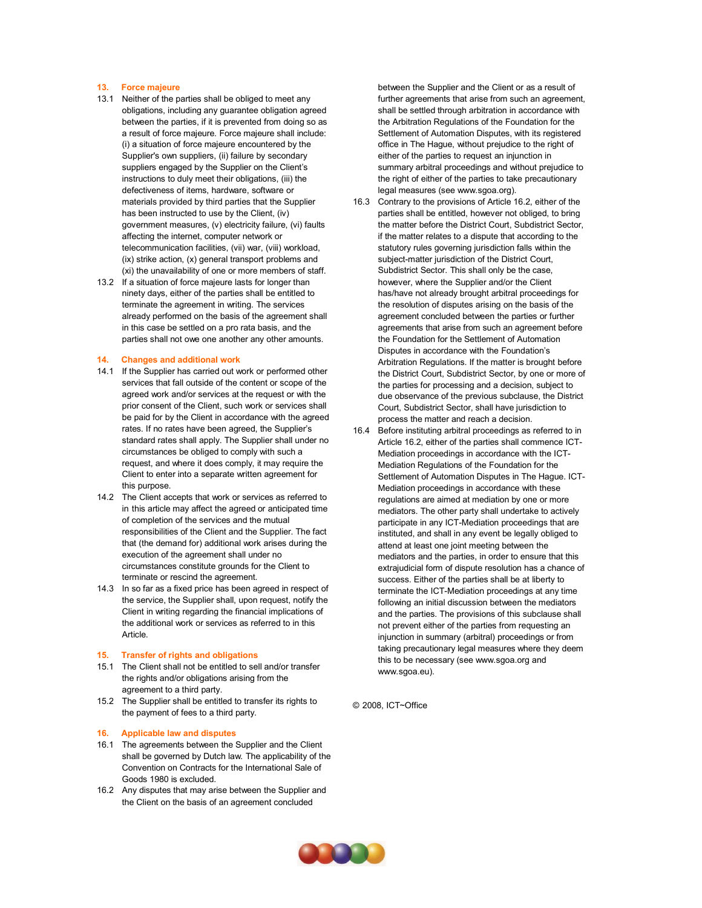## 13. Force majeure

13.1 Neither of the parties shall be obliged to meet any obligations, including any guarantee obligation agreed between the parties, if it is prevented from doing so as a result of force majeure. Force majeure shall include: (i) a situation of force majeure encountered by the Supplier's own suppliers, (ii) failure by secondary suppliers engaged by the Supplier on the Client's instructions to duly meet their obligations, (iii) the defectiveness of items, hardware, software or materials provided by third parties that the Supplier has been instructed to use by the Client, (iv) government measures, (v) electricity failure, (vi) faults affecting the internet, computer network or telecommunication facilities, (vii) war, (viii) workload, (ix) strike action, (x) general transport problems and (xi) the unavailability of one or more members of staff.

13.2 If a situation of force majeure lasts for longer than ninety days, either of the parties shall be entitled to terminate the agreement in writing. The services already performed on the basis of the agreement shall in this case be settled on a pro rata basis, and the parties shall not owe one another any other amounts.

## 14. Changes and additional work

14.1 If the Supplier has carried out work or performed other services that fall outside of the content or scope of the agreed work and/or services at the request or with the prior consent of the Client, such work or services shall be paid for by the Client in accordance with the agreed rates. If no rates have been agreed, the Supplier's standard rates shall apply. The Supplier shall under no circumstances be obliged to comply with such a request, and where it does comply, it may require the Client to enter into a separate written agreement for this purpose.

14.2 The Client accepts that work or services as referred to in this article may affect the agreed or anticipated time of completion of the services and the mutual responsibilities of the Client and the Supplier. The fact that (the demand for) additional work arises during the execution of the agreement shall under no circumstances constitute grounds for the Client to terminate or rescind the agreement.

14.3 In so far as a fixed price has been agreed in respect of the service, the Supplier shall, upon request, notify the Client in writing regarding the financial implications of the additional work or services as referred to in this Article.

## 15. Transfer of rights and obligations

15.1 The Client shall not be entitled to sell and/or transfer the rights and/or obligations arising from the agreement to a third party.

15.2 The Supplier shall be entitled to transfer its rights to the payment of fees to a third party.

## 16. Applicable law and disputes

16.1 The agreements between the Supplier and the Client shall be governed by Dutch law. The applicability of the Convention on Contracts for the International Sale of Goods 1980 is excluded.

16.2 Any disputes that may arise between the Supplier and the Client on the basis of an agreement concluded between the Supplier and the Client or as a result of further agreements that arise from such an agreement, shall be settled through arbitration in accordance with the Arbitration Regulations of the Foundation for the Settlement of Automation Disputes, with its registered office in The Hague, without prejudice to the right of either of the parties to request an injunction in summary arbitral proceedings and without prejudice to the right of either of the parties to take precautionary legal measures (see www.sgoa.org).

16.3 Contrary to the provisions of Article 16.2, either of the parties shall be entitled, however not obliged, to bring the matter before the District Court, Subdistrict Sector, if the matter relates to a dispute that according to the statutory rules governing jurisdiction falls within the subject-matter jurisdiction of the District Court, Subdistrict Sector. This shall only be the case, however, where the Supplier and/or the Client has/have not already brought arbitral proceedings for the resolution of disputes arising on the basis of the agreement concluded between the parties or further agreements that arise from such an agreement before the Foundation for the Settlement of Automation Disputes in accordance with the Foundation's Arbitration Regulations. If the matter is brought before the District Court, Subdistrict Sector, by one or more of the parties for processing and a decision, subject to due observance of the previous subclause, the District Court, Subdistrict Sector, shall have jurisdiction to process the matter and reach a decision.

16.4 Before instituting arbitral proceedings as referred to in Article 16.2, either of the parties shall commence ICT-Mediation proceedings in accordance with the ICT-Mediation Regulations of the Foundation for the Settlement of Automation Disputes in The Hague. ICT-Mediation proceedings in accordance with these regulations are aimed at mediation by one or more mediators. The other party shall undertake to actively participate in any ICT-Mediation proceedings that are instituted, and shall in any event be legally obliged to attend at least one joint meeting between the mediators and the parties, in order to ensure that this extrajudicial form of dispute resolution has a chance of success. Either of the parties shall be at liberty to terminate the ICT-Mediation proceedings at any time following an initial discussion between the mediators and the parties. The provisions of this subclause shall not prevent either of the parties from requesting an injunction in summary (arbitral) proceedings or from taking precautionary legal measures where they deem this to be necessary (see www.sgoa.org and www.sgoa.eu).

© 2008, ICT~Office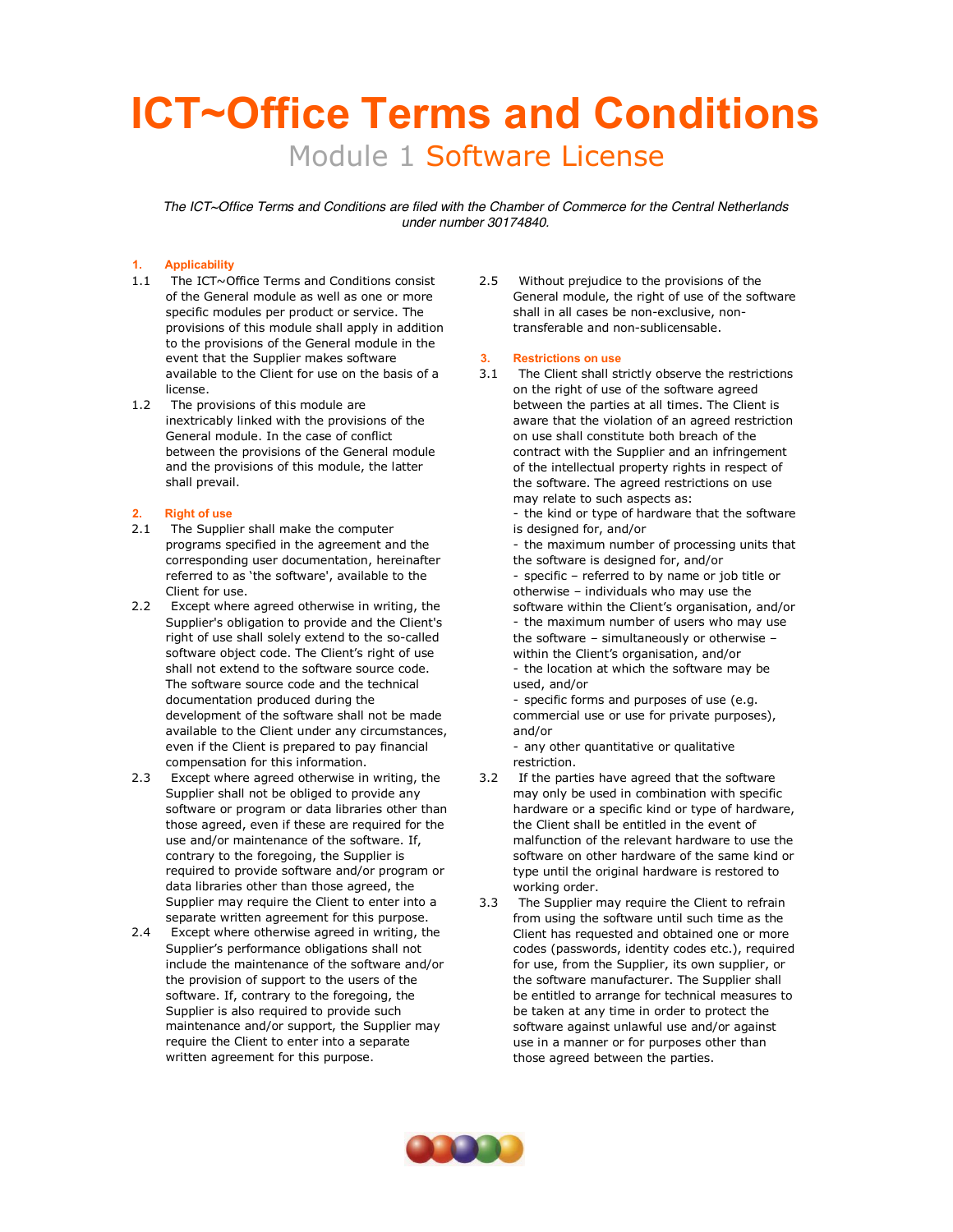# ICT~Office Terms and Conditions

## Module 1 Software License

*The ICT~Office Terms and Conditions are filed with the Chamber of Commerce for the Central Netherlands under number 30174840.*

### 1. Applicability

1.1 The ICT~Office Terms and Conditions consist of the General module as well as one or more specific modules per product or service. The provisions of this module shall apply in addition to the provisions of the General module in the event that the Supplier makes software available to the Client for use on the basis of a license.

1.2 The provisions of this module are inextricably linked with the provisions of the General module. In the case of conflict between the provisions of the General module and the provisions of this module, the latter shall prevail.

### 2. Right of use

2.1 The Supplier shall make the computer programs specified in the agreement and the corresponding user documentation, hereinafter referred to as 'the software', available to the Client for use.

2.2 Except where agreed otherwise in writing, the Supplier's obligation to provide and the Client's right of use shall solely extend to the so-called software object code. The Client's right of use shall not extend to the software source code. The software source code and the technical documentation produced during the development of the software shall not be made available to the Client under any circumstances, even if the Client is prepared to pay financial compensation for this information.

2.3 Except where agreed otherwise in writing, the Supplier shall not be obliged to provide any software or program or data libraries other than those agreed, even if these are required for the use and/or maintenance of the software. If, contrary to the foregoing, the Supplier is required to provide software and/or program or data libraries other than those agreed, the Supplier may require the Client to enter into a separate written agreement for this purpose.

2.4 Except where otherwise agreed in writing, the Supplier's performance obligations shall not include the maintenance of the software and/or the provision of support to the users of the software. If, contrary to the foregoing, the Supplier is also required to provide such maintenance and/or support, the Supplier may require the Client to enter into a separate written agreement for this purpose.

2.5 Without prejudice to the provisions of the General module, the right of use of the software shall in all cases be non-exclusive, non-transferable and non-sublicensable.

### 3. Restrictions on use

3.1 The Client shall strictly observe the restrictions on the right of use of the software agreed between the parties at all times. The Client is aware that the violation of an agreed restriction on use shall constitute both breach of the contract with the Supplier and an infringement of the intellectual property rights in respect of the software. The agreed restrictions on use may relate to such aspects as:
- the kind or type of hardware that the software is designed for, and/or
- the maximum number of processing units that the software is designed for, and/or
- specific – referred to by name or job title or otherwise – individuals who may use the software within the Client's organisation, and/or
- the maximum number of users who may use the software – simultaneously or otherwise – within the Client's organisation, and/or
- the location at which the software may be used, and/or
- specific forms and purposes of use (e.g. commercial use or use for private purposes), and/or
- any other quantitative or qualitative restriction.

3.2 If the parties have agreed that the software may only be used in combination with specific hardware or a specific kind or type of hardware, the Client shall be entitled in the event of malfunction of the relevant hardware to use the software on other hardware of the same kind or type until the original hardware is restored to working order.

3.3 The Supplier may require the Client to refrain from using the software until such time as the Client has requested and obtained one or more codes (passwords, identity codes etc.), required for use, from the Supplier, its own supplier, or the software manufacturer. The Supplier shall be entitled to arrange for technical measures to be taken at any time in order to protect the software against unlawful use and/or against use in a manner or for purposes other than those agreed between the parties.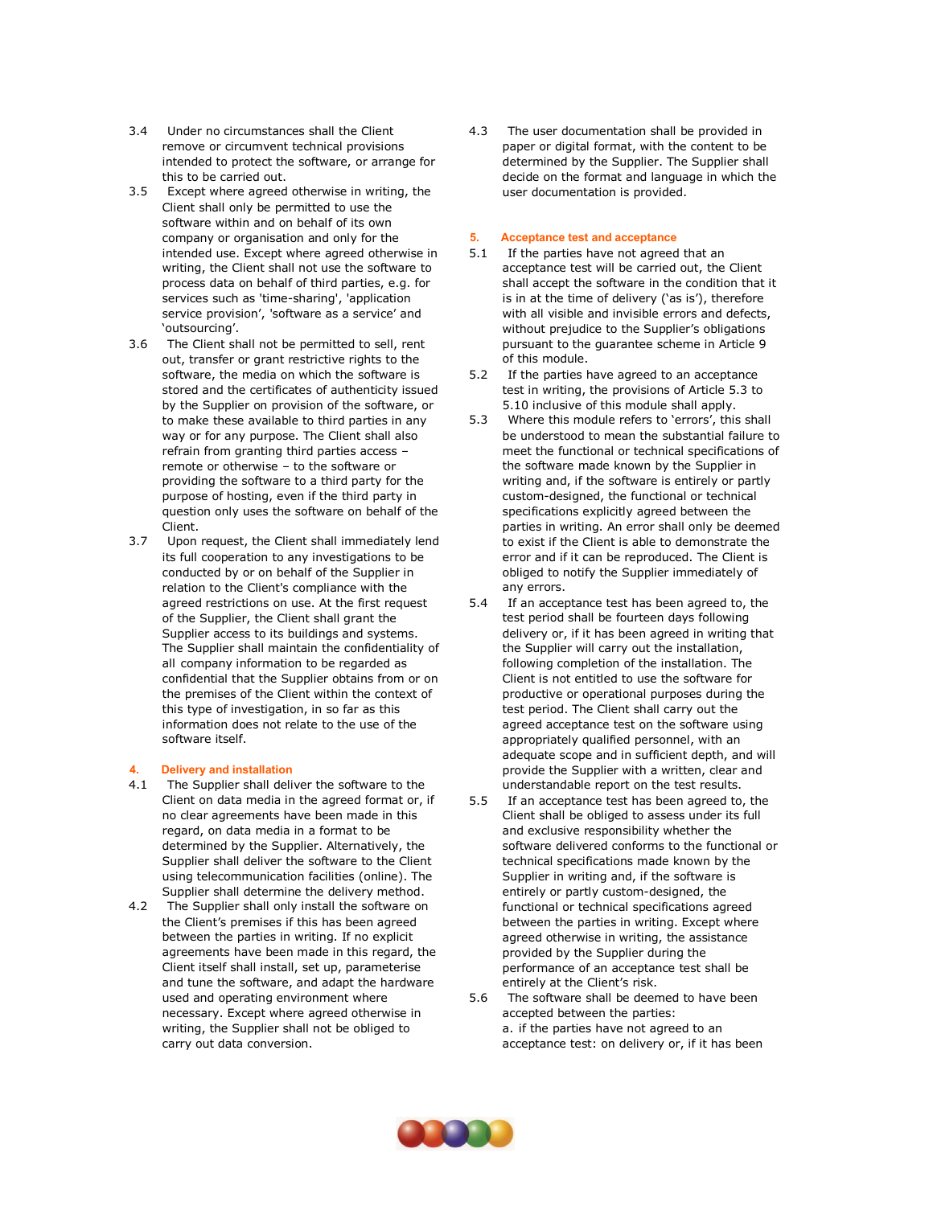3.4 Under no circumstances shall the Client remove or circumvent technical provisions intended to protect the software, or arrange for this to be carried out.

3.5 Except where agreed otherwise in writing, the Client shall only be permitted to use the software within and on behalf of its own company or organisation and only for the intended use. Except where agreed otherwise in writing, the Client shall not use the software to process data on behalf of third parties, e.g. for services such as 'time-sharing', 'application service provision', 'software as a service' and 'outsourcing'.

3.6 The Client shall not be permitted to sell, rent out, transfer or grant restrictive rights to the software, the media on which the software is stored and the certificates of authenticity issued by the Supplier on provision of the software, or to make these available to third parties in any way or for any purpose. The Client shall also refrain from granting third parties access – remote or otherwise – to the software or providing the software to a third party for the purpose of hosting, even if the third party in question only uses the software on behalf of the Client.

3.7 Upon request, the Client shall immediately lend its full cooperation to any investigations to be conducted by or on behalf of the Supplier in relation to the Client's compliance with the agreed restrictions on use. At the first request of the Supplier, the Client shall grant the Supplier access to its buildings and systems. The Supplier shall maintain the confidentiality of all company information to be regarded as confidential that the Supplier obtains from or on the premises of the Client within the context of this type of investigation, in so far as this information does not relate to the use of the software itself.

## 4. Delivery and installation

4.1 The Supplier shall deliver the software to the Client on data media in the agreed format or, if no clear agreements have been made in this regard, on data media in a format to be determined by the Supplier. Alternatively, the Supplier shall deliver the software to the Client using telecommunication facilities (online). The Supplier shall determine the delivery method.

4.2 The Supplier shall only install the software on the Client's premises if this has been agreed between the parties in writing. If no explicit agreements have been made in this regard, the Client itself shall install, set up, parameterise and tune the software, and adapt the hardware used and operating environment where necessary. Except where agreed otherwise in writing, the Supplier shall not be obliged to carry out data conversion.

4.3 The user documentation shall be provided in paper or digital format, with the content to be determined by the Supplier. The Supplier shall decide on the format and language in which the user documentation is provided.

## 5. Acceptance test and acceptance

5.1 If the parties have not agreed that an acceptance test will be carried out, the Client shall accept the software in the condition that it is in at the time of delivery ('as is'), therefore with all visible and invisible errors and defects, without prejudice to the Supplier's obligations pursuant to the guarantee scheme in Article 9 of this module.

5.2 If the parties have agreed to an acceptance test in writing, the provisions of Article 5.3 to 5.10 inclusive of this module shall apply.

5.3 Where this module refers to 'errors', this shall be understood to mean the substantial failure to meet the functional or technical specifications of the software made known by the Supplier in writing and, if the software is entirely or partly custom-designed, the functional or technical specifications explicitly agreed between the parties in writing. An error shall only be deemed to exist if the Client is able to demonstrate the error and if it can be reproduced. The Client is obliged to notify the Supplier immediately of any errors.

5.4 If an acceptance test has been agreed to, the test period shall be fourteen days following delivery or, if it has been agreed in writing that the Supplier will carry out the installation, following completion of the installation. The Client is not entitled to use the software for productive or operational purposes during the test period. The Client shall carry out the agreed acceptance test on the software using appropriately qualified personnel, with an adequate scope and in sufficient depth, and will provide the Supplier with a written, clear and understandable report on the test results.

5.5 If an acceptance test has been agreed to, the Client shall be obliged to assess under its full and exclusive responsibility whether the software delivered conforms to the functional or technical specifications made known by the Supplier in writing and, if the software is entirely or partly custom-designed, the functional or technical specifications agreed between the parties in writing. Except where agreed otherwise in writing, the assistance provided by the Supplier during the performance of an acceptance test shall be entirely at the Client's risk.

5.6 The software shall be deemed to have been accepted between the parties:
a. if the parties have not agreed to an acceptance test: on delivery or, if it has been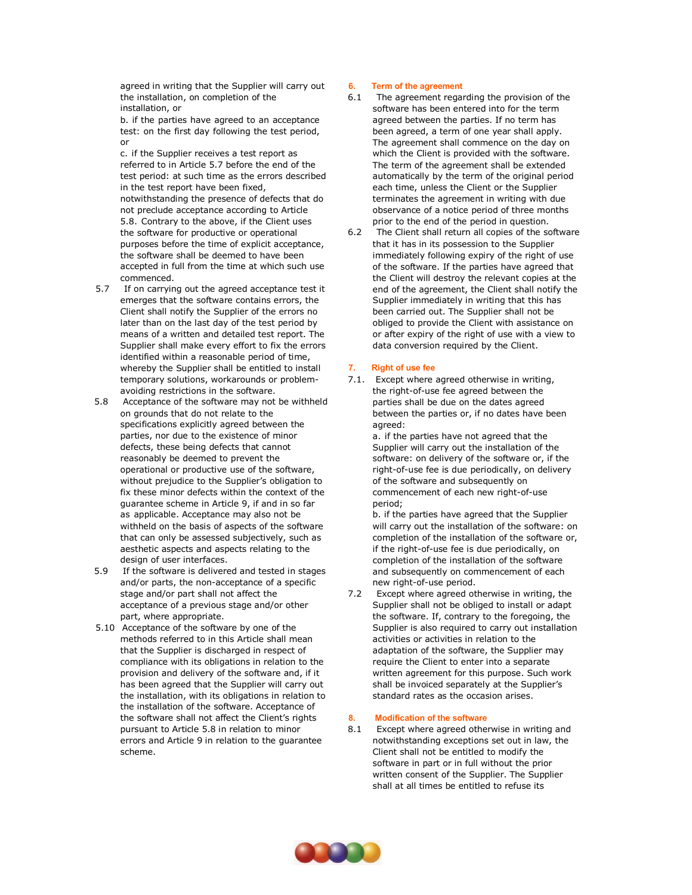agreed in writing that the Supplier will carry out the installation, on completion of the installation, or

b. if the parties have agreed to an acceptance test: on the first day following the test period, or

c. if the Supplier receives a test report as referred to in Article 5.7 before the end of the test period: at such time as the errors described in the test report have been fixed, notwithstanding the presence of defects that do not preclude acceptance according to Article 5.8. Contrary to the above, if the Client uses the software for productive or operational purposes before the time of explicit acceptance, the software shall be deemed to have been accepted in full from the time at which such use commenced.

5.7 If on carrying out the agreed acceptance test it emerges that the software contains errors, the Client shall notify the Supplier of the errors no later than on the last day of the test period by means of a written and detailed test report. The Supplier shall make every effort to fix the errors identified within a reasonable period of time, whereby the Supplier shall be entitled to install temporary solutions, workarounds or problem-avoiding restrictions in the software.

5.8 Acceptance of the software may not be withheld on grounds that do not relate to the specifications explicitly agreed between the parties, nor due to the existence of minor defects, these being defects that cannot reasonably be deemed to prevent the operational or productive use of the software, without prejudice to the Supplier's obligation to fix these minor defects within the context of the guarantee scheme in Article 9, if and in so far as applicable. Acceptance may also not be withheld on the basis of aspects of the software that can only be assessed subjectively, such as aesthetic aspects and aspects relating to the design of user interfaces.

5.9 If the software is delivered and tested in stages and/or parts, the non-acceptance of a specific stage and/or part shall not affect the acceptance of a previous stage and/or other part, where appropriate.

5.10 Acceptance of the software by one of the methods referred to in this Article shall mean that the Supplier is discharged in respect of compliance with its obligations in relation to the provision and delivery of the software and, if it has been agreed that the Supplier will carry out the installation, with its obligations in relation to the installation of the software. Acceptance of the software shall not affect the Client's rights pursuant to Article 5.8 in relation to minor errors and Article 9 in relation to the guarantee scheme.

## 6. Term of the agreement

6.1 The agreement regarding the provision of the software has been entered into for the term agreed between the parties. If no term has been agreed, a term of one year shall apply. The agreement shall commence on the day on which the Client is provided with the software. The term of the agreement shall be extended automatically by the term of the original period each time, unless the Client or the Supplier terminates the agreement in writing with due observance of a notice period of three months prior to the end of the period in question.

6.2 The Client shall return all copies of the software that it has in its possession to the Supplier immediately following expiry of the right of use of the software. If the parties have agreed that the Client will destroy the relevant copies at the end of the agreement, the Client shall notify the Supplier immediately in writing that this has been carried out. The Supplier shall not be obliged to provide the Client with assistance on or after expiry of the right of use with a view to data conversion required by the Client.

## 7. Right of use fee

7.1. Except where agreed otherwise in writing, the right-of-use fee agreed between the parties shall be due on the dates agreed between the parties or, if no dates have been agreed:

a. if the parties have not agreed that the Supplier will carry out the installation of the software: on delivery of the software or, if the right-of-use fee is due periodically, on delivery of the software and subsequently on commencement of each new right-of-use period;

b. if the parties have agreed that the Supplier will carry out the installation of the software: on completion of the installation of the software or, if the right-of-use fee is due periodically, on completion of the installation of the software and subsequently on commencement of each new right-of-use period.

7.2 Except where agreed otherwise in writing, the Supplier shall not be obliged to install or adapt the software. If, contrary to the foregoing, the Supplier is also required to carry out installation activities or activities in relation to the adaptation of the software, the Supplier may require the Client to enter into a separate written agreement for this purpose. Such work shall be invoiced separately at the Supplier's standard rates as the occasion arises.

## 8. Modification of the software

8.1 Except where agreed otherwise in writing and notwithstanding exceptions set out in law, the Client shall not be entitled to modify the software in part or in full without the prior written consent of the Supplier. The Supplier shall at all times be entitled to refuse its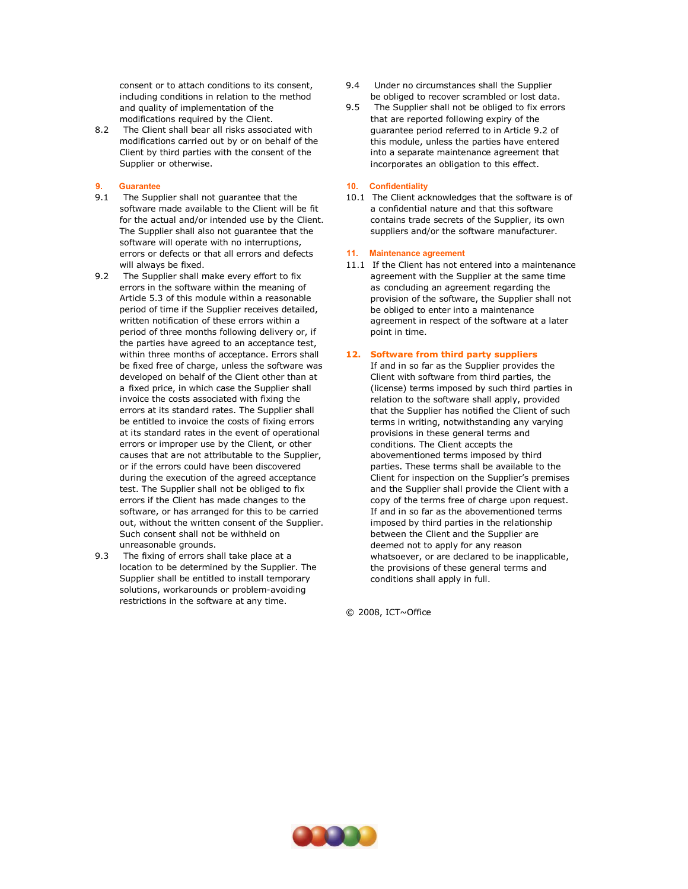consent or to attach conditions to its consent, including conditions in relation to the method and quality of implementation of the modifications required by the Client.

8.2 The Client shall bear all risks associated with modifications carried out by or on behalf of the Client by third parties with the consent of the Supplier or otherwise.

## 9. Guarantee

9.1 The Supplier shall not guarantee that the software made available to the Client will be fit for the actual and/or intended use by the Client. The Supplier shall also not guarantee that the software will operate with no interruptions, errors or defects or that all errors and defects will always be fixed.

9.2 The Supplier shall make every effort to fix errors in the software within the meaning of Article 5.3 of this module within a reasonable period of time if the Supplier receives detailed, written notification of these errors within a period of three months following delivery or, if the parties have agreed to an acceptance test, within three months of acceptance. Errors shall be fixed free of charge, unless the software was developed on behalf of the Client other than at a fixed price, in which case the Supplier shall invoice the costs associated with fixing the errors at its standard rates. The Supplier shall be entitled to invoice the costs of fixing errors at its standard rates in the event of operational errors or improper use by the Client, or other causes that are not attributable to the Supplier, or if the errors could have been discovered during the execution of the agreed acceptance test. The Supplier shall not be obliged to fix errors if the Client has made changes to the software, or has arranged for this to be carried out, without the written consent of the Supplier. Such consent shall not be withheld on unreasonable grounds.

9.3 The fixing of errors shall take place at a location to be determined by the Supplier. The Supplier shall be entitled to install temporary solutions, workarounds or problem-avoiding restrictions in the software at any time.

9.4 Under no circumstances shall the Supplier be obliged to recover scrambled or lost data.

9.5 The Supplier shall not be obliged to fix errors that are reported following expiry of the guarantee period referred to in Article 9.2 of this module, unless the parties have entered into a separate maintenance agreement that incorporates an obligation to this effect.

## 10. Confidentiality

10.1 The Client acknowledges that the software is of a confidential nature and that this software contains trade secrets of the Supplier, its own suppliers and/or the software manufacturer.

## 11. Maintenance agreement

11.1 If the Client has not entered into a maintenance agreement with the Supplier at the same time as concluding an agreement regarding the provision of the software, the Supplier shall not be obliged to enter into a maintenance agreement in respect of the software at a later point in time.

## 12. Software from third party suppliers

If and in so far as the Supplier provides the Client with software from third parties, the (license) terms imposed by such third parties in relation to the software shall apply, provided that the Supplier has notified the Client of such terms in writing, notwithstanding any varying provisions in these general terms and conditions. The Client accepts the abovementioned terms imposed by third parties. These terms shall be available to the Client for inspection on the Supplier's premises and the Supplier shall provide the Client with a copy of the terms free of charge upon request. If and in so far as the abovementioned terms imposed by third parties in the relationship between the Client and the Supplier are deemed not to apply for any reason whatsoever, or are declared to be inapplicable, the provisions of these general terms and conditions shall apply in full.

© 2008, ICT~Office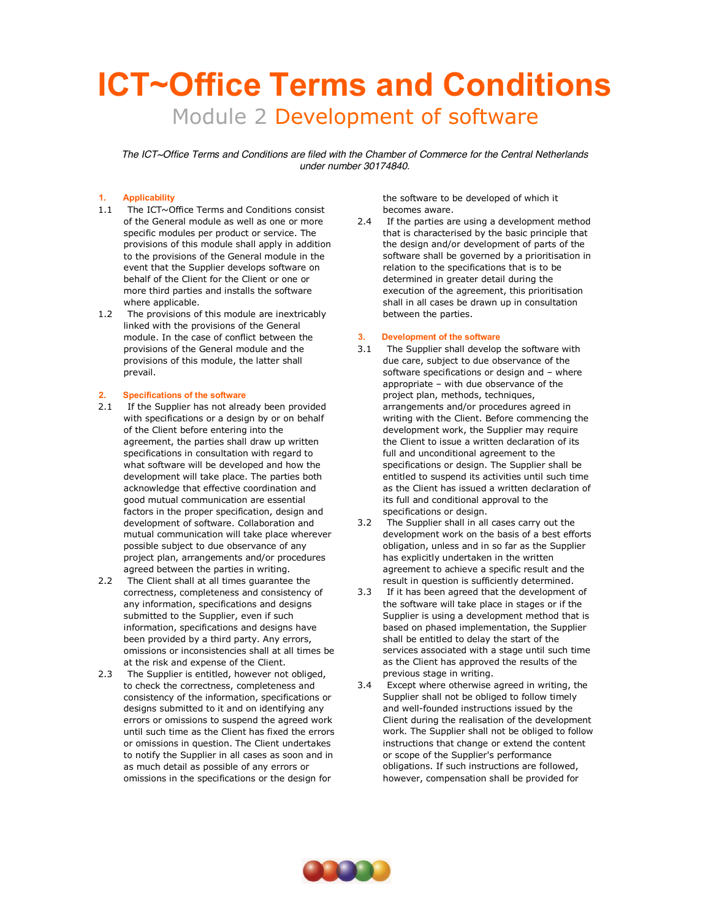# ICT~Office Terms and Conditions

## Module 2 Development of software

*The ICT~Office Terms and Conditions are filed with the Chamber of Commerce for the Central Netherlands under number 30174840.*

### 1. Applicability

1.1 The ICT~Office Terms and Conditions consist of the General module as well as one or more specific modules per product or service. The provisions of this module shall apply in addition to the provisions of the General module in the event that the Supplier develops software on behalf of the Client for the Client or one or more third parties and installs the software where applicable.

1.2 The provisions of this module are inextricably linked with the provisions of the General module. In the case of conflict between the provisions of the General module and the provisions of this module, the latter shall prevail.

### 2. Specifications of the software

2.1 If the Supplier has not already been provided with specifications or a design by or on behalf of the Client before entering into the agreement, the parties shall draw up written specifications in consultation with regard to what software will be developed and how the development will take place. The parties both acknowledge that effective coordination and good mutual communication are essential factors in the proper specification, design and development of software. Collaboration and mutual communication will take place wherever possible subject to due observance of any project plan, arrangements and/or procedures agreed between the parties in writing.

2.2 The Client shall at all times guarantee the correctness, completeness and consistency of any information, specifications and designs submitted to the Supplier, even if such information, specifications and designs have been provided by a third party. Any errors, omissions or inconsistencies shall at all times be at the risk and expense of the Client.

2.3 The Supplier is entitled, however not obliged, to check the correctness, completeness and consistency of the information, specifications or designs submitted to it and on identifying any errors or omissions to suspend the agreed work until such time as the Client has fixed the errors or omissions in question. The Client undertakes to notify the Supplier in all cases as soon and in as much detail as possible of any errors or omissions in the specifications or the design for the software to be developed of which it becomes aware.

2.4 If the parties are using a development method that is characterised by the basic principle that the design and/or development of parts of the software shall be governed by a prioritisation in relation to the specifications that is to be determined in greater detail during the execution of the agreement, this prioritisation shall in all cases be drawn up in consultation between the parties.

### 3. Development of the software

3.1 The Supplier shall develop the software with due care, subject to due observance of the software specifications or design and – where appropriate – with due observance of the project plan, methods, techniques, arrangements and/or procedures agreed in writing with the Client. Before commencing the development work, the Supplier may require the Client to issue a written declaration of its full and unconditional agreement to the specifications or design. The Supplier shall be entitled to suspend its activities until such time as the Client has issued a written declaration of its full and conditional approval to the specifications or design.

3.2 The Supplier shall in all cases carry out the development work on the basis of a best efforts obligation, unless and in so far as the Supplier has explicitly undertaken in the written agreement to achieve a specific result and the result in question is sufficiently determined.

3.3 If it has been agreed that the development of the software will take place in stages or if the Supplier is using a development method that is based on phased implementation, the Supplier shall be entitled to delay the start of the services associated with a stage until such time as the Client has approved the results of the previous stage in writing.

3.4 Except where otherwise agreed in writing, the Supplier shall not be obliged to follow timely and well-founded instructions issued by the Client during the realisation of the development work. The Supplier shall not be obliged to follow instructions that change or extend the content or scope of the Supplier's performance obligations. If such instructions are followed, however, compensation shall be provided for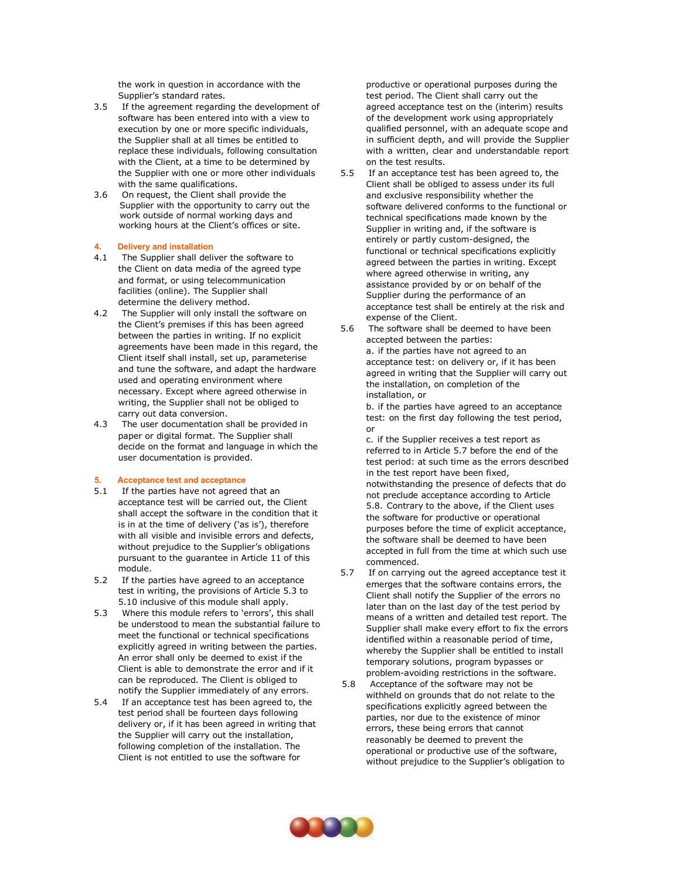the work in question in accordance with the Supplier's standard rates.

3.5 If the agreement regarding the development of software has been entered into with a view to execution by one or more specific individuals, the Supplier shall at all times be entitled to replace these individuals, following consultation with the Client, at a time to be determined by the Supplier with one or more other individuals with the same qualifications.

3.6 On request, the Client shall provide the Supplier with the opportunity to carry out the work outside of normal working days and working hours at the Client's offices or site.

## 4. Delivery and installation

4.1 The Supplier shall deliver the software to the Client on data media of the agreed type and format, or using telecommunication facilities (online). The Supplier shall determine the delivery method.

4.2 The Supplier will only install the software on the Client's premises if this has been agreed between the parties in writing. If no explicit agreements have been made in this regard, the Client itself shall install, set up, parameterise and tune the software, and adapt the hardware used and operating environment where necessary. Except where agreed otherwise in writing, the Supplier shall not be obliged to carry out data conversion.

4.3 The user documentation shall be provided in paper or digital format. The Supplier shall decide on the format and language in which the user documentation is provided.

## 5. Acceptance test and acceptance

5.1 If the parties have not agreed that an acceptance test will be carried out, the Client shall accept the software in the condition that it is in at the time of delivery ('as is'), therefore with all visible and invisible errors and defects, without prejudice to the Supplier's obligations pursuant to the guarantee in Article 11 of this module.

5.2 If the parties have agreed to an acceptance test in writing, the provisions of Article 5.3 to 5.10 inclusive of this module shall apply.

5.3 Where this module refers to 'errors', this shall be understood to mean the substantial failure to meet the functional or technical specifications explicitly agreed in writing between the parties. An error shall only be deemed to exist if the Client is able to demonstrate the error and if it can be reproduced. The Client is obliged to notify the Supplier immediately of any errors.

5.4 If an acceptance test has been agreed to, the test period shall be fourteen days following delivery or, if it has been agreed in writing that the Supplier will carry out the installation, following completion of the installation. The Client is not entitled to use the software for productive or operational purposes during the test period. The Client shall carry out the agreed acceptance test on the (interim) results of the development work using appropriately qualified personnel, with an adequate scope and in sufficient depth, and will provide the Supplier with a written, clear and understandable report on the test results.

5.5 If an acceptance test has been agreed to, the Client shall be obliged to assess under its full and exclusive responsibility whether the software delivered conforms to the functional or technical specifications made known by the Supplier in writing and, if the software is entirely or partly custom-designed, the functional or technical specifications explicitly agreed between the parties in writing. Except where agreed otherwise in writing, any assistance provided by or on behalf of the Supplier during the performance of an acceptance test shall be entirely at the risk and expense of the Client.

5.6 The software shall be deemed to have been accepted between the parties:

a. if the parties have not agreed to an acceptance test: on delivery or, if it has been agreed in writing that the Supplier will carry out the installation, on completion of the installation, or

b. if the parties have agreed to an acceptance test: on the first day following the test period, or

c. if the Supplier receives a test report as referred to in Article 5.7 before the end of the test period: at such time as the errors described in the test report have been fixed, notwithstanding the presence of defects that do not preclude acceptance according to Article 5.8. Contrary to the above, if the Client uses the software for productive or operational purposes before the time of explicit acceptance, the software shall be deemed to have been accepted in full from the time at which such use commenced.

5.7 If on carrying out the agreed acceptance test it emerges that the software contains errors, the Client shall notify the Supplier of the errors no later than on the last day of the test period by means of a written and detailed test report. The Supplier shall make every effort to fix the errors identified within a reasonable period of time, whereby the Supplier shall be entitled to install temporary solutions, program bypasses or problem-avoiding restrictions in the software.

5.8 Acceptance of the software may not be withheld on grounds that do not relate to the specifications explicitly agreed between the parties, nor due to the existence of minor errors, these being errors that cannot reasonably be deemed to prevent the operational or productive use of the software, without prejudice to the Supplier's obligation to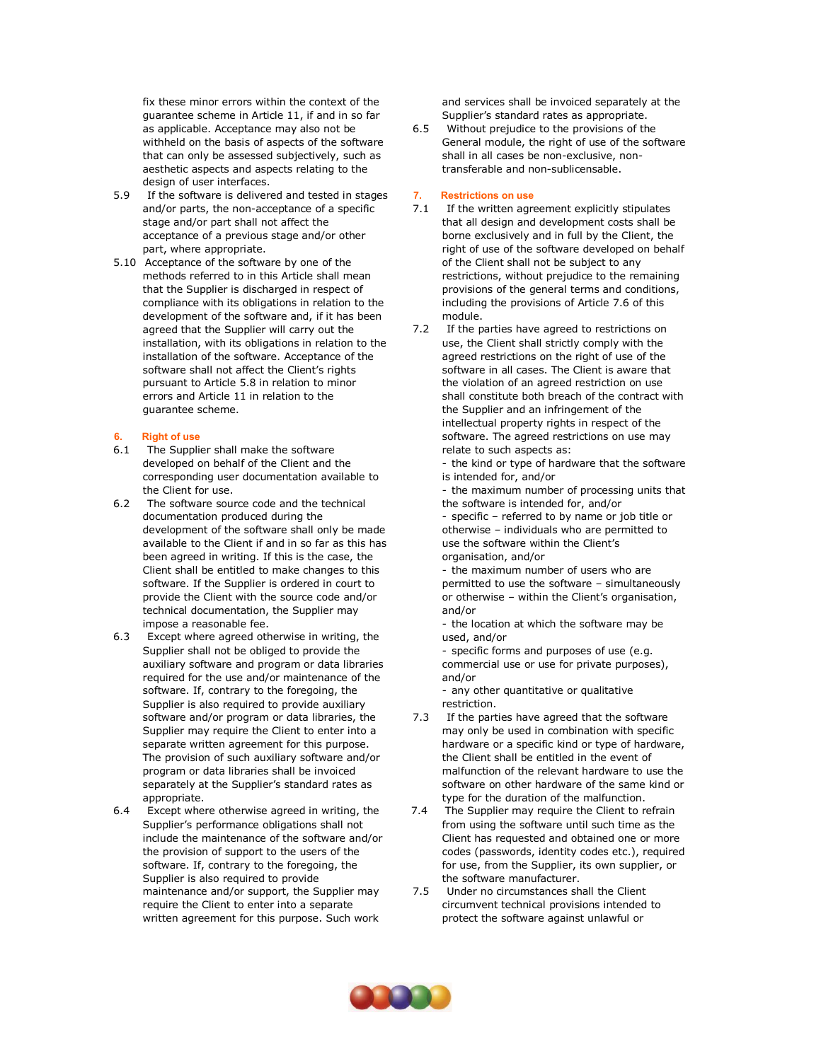fix these minor errors within the context of the guarantee scheme in Article 11, if and in so far as applicable. Acceptance may also not be withheld on the basis of aspects of the software that can only be assessed subjectively, such as aesthetic aspects and aspects relating to the design of user interfaces.

5.9 If the software is delivered and tested in stages and/or parts, the non-acceptance of a specific stage and/or part shall not affect the acceptance of a previous stage and/or other part, where appropriate.

5.10 Acceptance of the software by one of the methods referred to in this Article shall mean that the Supplier is discharged in respect of compliance with its obligations in relation to the development of the software and, if it has been agreed that the Supplier will carry out the installation, with its obligations in relation to the installation of the software. Acceptance of the software shall not affect the Client's rights pursuant to Article 5.8 in relation to minor errors and Article 11 in relation to the guarantee scheme.

## 6. Right of use

6.1 The Supplier shall make the software developed on behalf of the Client and the corresponding user documentation available to the Client for use.

6.2 The software source code and the technical documentation produced during the development of the software shall only be made available to the Client if and in so far as this has been agreed in writing. If this is the case, the Client shall be entitled to make changes to this software. If the Supplier is ordered in court to provide the Client with the source code and/or technical documentation, the Supplier may impose a reasonable fee.

6.3 Except where agreed otherwise in writing, the Supplier shall not be obliged to provide the auxiliary software and program or data libraries required for the use and/or maintenance of the software. If, contrary to the foregoing, the Supplier is also required to provide auxiliary software and/or program or data libraries, the Supplier may require the Client to enter into a separate written agreement for this purpose. The provision of such auxiliary software and/or program or data libraries shall be invoiced separately at the Supplier's standard rates as appropriate.

6.4 Except where otherwise agreed in writing, the Supplier's performance obligations shall not include the maintenance of the software and/or the provision of support to the users of the software. If, contrary to the foregoing, the Supplier is also required to provide maintenance and/or support, the Supplier may require the Client to enter into a separate written agreement for this purpose. Such work and services shall be invoiced separately at the Supplier's standard rates as appropriate.

6.5 Without prejudice to the provisions of the General module, the right of use of the software shall in all cases be non-exclusive, non-transferable and non-sublicensable.

## 7. Restrictions on use

7.1 If the written agreement explicitly stipulates that all design and development costs shall be borne exclusively and in full by the Client, the right of use of the software developed on behalf of the Client shall not be subject to any restrictions, without prejudice to the remaining provisions of the general terms and conditions, including the provisions of Article 7.6 of this module.

7.2 If the parties have agreed to restrictions on use, the Client shall strictly comply with the agreed restrictions on the right of use of the software in all cases. The Client is aware that the violation of an agreed restriction on use shall constitute both breach of the contract with the Supplier and an infringement of the intellectual property rights in respect of the software. The agreed restrictions on use may relate to such aspects as:
- the kind or type of hardware that the software is intended for, and/or
- the maximum number of processing units that the software is intended for, and/or
- specific – referred to by name or job title or otherwise – individuals who are permitted to use the software within the Client's organisation, and/or
- the maximum number of users who are permitted to use the software – simultaneously or otherwise – within the Client's organisation, and/or
- the location at which the software may be used, and/or
- specific forms and purposes of use (e.g. commercial use or use for private purposes), and/or
- any other quantitative or qualitative restriction.

7.3 If the parties have agreed that the software may only be used in combination with specific hardware or a specific kind or type of hardware, the Client shall be entitled in the event of malfunction of the relevant hardware to use the software on other hardware of the same kind or type for the duration of the malfunction.

7.4 The Supplier may require the Client to refrain from using the software until such time as the Client has requested and obtained one or more codes (passwords, identity codes etc.), required for use, from the Supplier, its own supplier, or the software manufacturer.

7.5 Under no circumstances shall the Client circumvent technical provisions intended to protect the software against unlawful or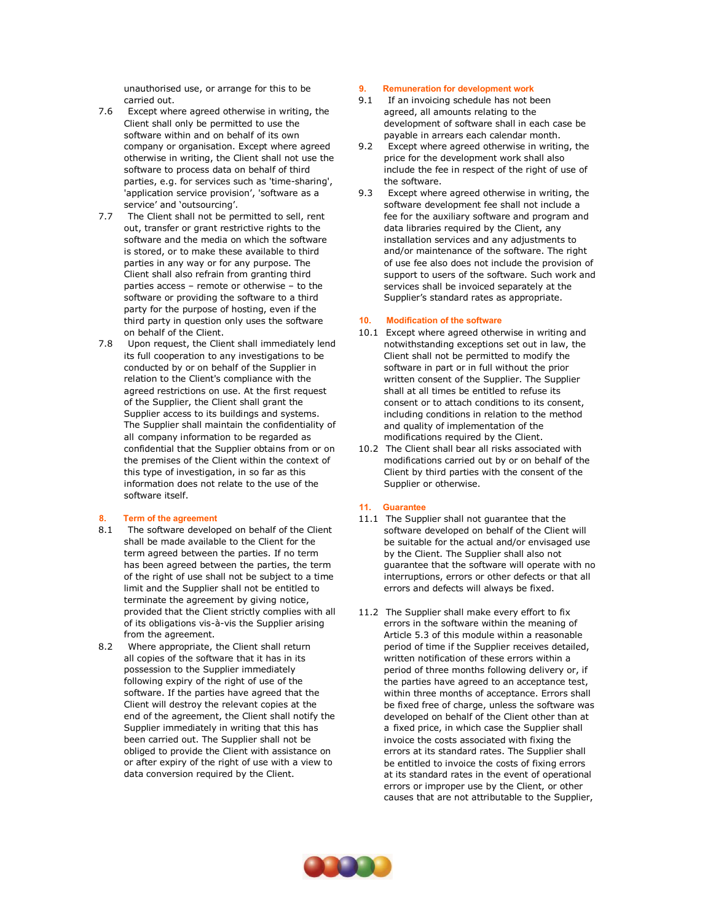unauthorised use, or arrange for this to be carried out.

7.6 Except where agreed otherwise in writing, the Client shall only be permitted to use the software within and on behalf of its own company or organisation. Except where agreed otherwise in writing, the Client shall not use the software to process data on behalf of third parties, e.g. for services such as 'time-sharing', 'application service provision', 'software as a service' and 'outsourcing'.

7.7 The Client shall not be permitted to sell, rent out, transfer or grant restrictive rights to the software and the media on which the software is stored, or to make these available to third parties in any way or for any purpose. The Client shall also refrain from granting third parties access – remote or otherwise – to the software or providing the software to a third party for the purpose of hosting, even if the third party in question only uses the software on behalf of the Client.

7.8 Upon request, the Client shall immediately lend its full cooperation to any investigations to be conducted by or on behalf of the Supplier in relation to the Client's compliance with the agreed restrictions on use. At the first request of the Supplier, the Client shall grant the Supplier access to its buildings and systems. The Supplier shall maintain the confidentiality of all company information to be regarded as confidential that the Supplier obtains from or on the premises of the Client within the context of this type of investigation, in so far as this information does not relate to the use of the software itself.

## 8. Term of the agreement

8.1 The software developed on behalf of the Client shall be made available to the Client for the term agreed between the parties. If no term has been agreed between the parties, the term of the right of use shall not be subject to a time limit and the Supplier shall not be entitled to terminate the agreement by giving notice, provided that the Client strictly complies with all of its obligations vis-à-vis the Supplier arising from the agreement.

8.2 Where appropriate, the Client shall return all copies of the software that it has in its possession to the Supplier immediately following expiry of the right of use of the software. If the parties have agreed that the Client will destroy the relevant copies at the end of the agreement, the Client shall notify the Supplier immediately in writing that this has been carried out. The Supplier shall not be obliged to provide the Client with assistance on or after expiry of the right of use with a view to data conversion required by the Client.

## 9. Remuneration for development work

9.1 If an invoicing schedule has not been agreed, all amounts relating to the development of software shall in each case be payable in arrears each calendar month.

9.2 Except where agreed otherwise in writing, the price for the development work shall also include the fee in respect of the right of use of the software.

9.3 Except where agreed otherwise in writing, the software development fee shall not include a fee for the auxiliary software and program and data libraries required by the Client, any installation services and any adjustments to and/or maintenance of the software. The right of use fee also does not include the provision of support to users of the software. Such work and services shall be invoiced separately at the Supplier's standard rates as appropriate.

## 10. Modification of the software

10.1 Except where agreed otherwise in writing and notwithstanding exceptions set out in law, the Client shall not be permitted to modify the software in part or in full without the prior written consent of the Supplier. The Supplier shall at all times be entitled to refuse its consent or to attach conditions to its consent, including conditions in relation to the method and quality of implementation of the modifications required by the Client.

10.2 The Client shall bear all risks associated with modifications carried out by or on behalf of the Client by third parties with the consent of the Supplier or otherwise.

## 11. Guarantee

11.1 The Supplier shall not guarantee that the software developed on behalf of the Client will be suitable for the actual and/or envisaged use by the Client. The Supplier shall also not guarantee that the software will operate with no interruptions, errors or other defects or that all errors and defects will always be fixed.

11.2 The Supplier shall make every effort to fix errors in the software within the meaning of Article 5.3 of this module within a reasonable period of time if the Supplier receives detailed, written notification of these errors within a period of three months following delivery or, if the parties have agreed to an acceptance test, within three months of acceptance. Errors shall be fixed free of charge, unless the software was developed on behalf of the Client other than at a fixed price, in which case the Supplier shall invoice the costs associated with fixing the errors at its standard rates. The Supplier shall be entitled to invoice the costs of fixing errors at its standard rates in the event of operational errors or improper use by the Client, or other causes that are not attributable to the Supplier,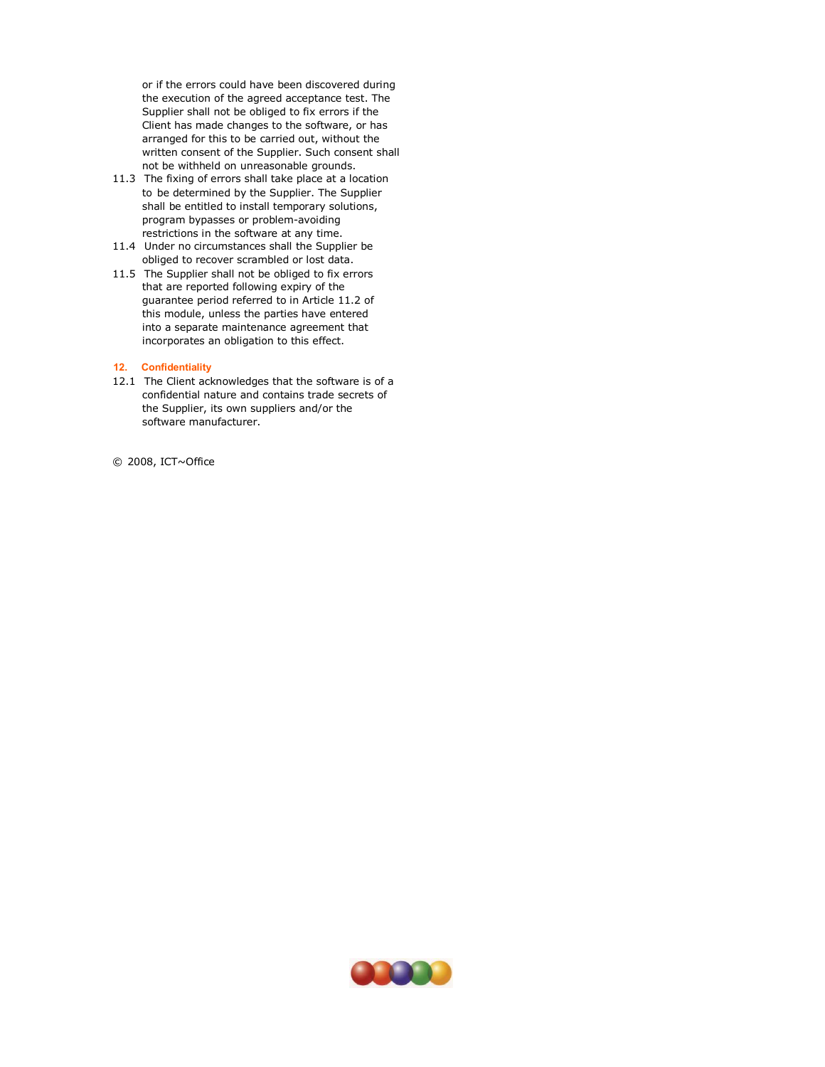or if the errors could have been discovered during the execution of the agreed acceptance test. The Supplier shall not be obliged to fix errors if the Client has made changes to the software, or has arranged for this to be carried out, without the written consent of the Supplier. Such consent shall not be withheld on unreasonable grounds.

11.3 The fixing of errors shall take place at a location to be determined by the Supplier. The Supplier shall be entitled to install temporary solutions, program bypasses or problem-avoiding restrictions in the software at any time.

11.4 Under no circumstances shall the Supplier be obliged to recover scrambled or lost data.

11.5 The Supplier shall not be obliged to fix errors that are reported following expiry of the guarantee period referred to in Article 11.2 of this module, unless the parties have entered into a separate maintenance agreement that incorporates an obligation to this effect.

## 12. Confidentiality

12.1 The Client acknowledges that the software is of a confidential nature and contains trade secrets of the Supplier, its own suppliers and/or the software manufacturer.

© 2008, ICT~Office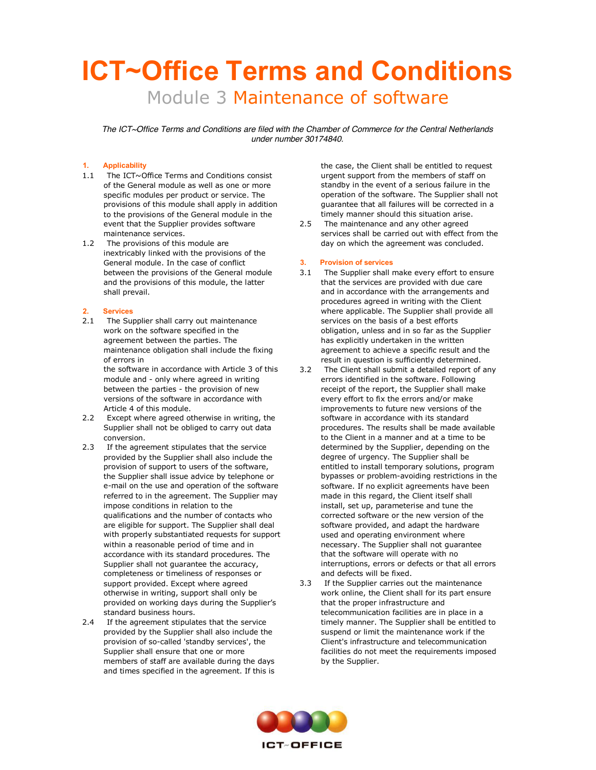# ICT~Office Terms and Conditions

## Module 3 Maintenance of software

*The ICT~Office Terms and Conditions are filed with the Chamber of Commerce for the Central Netherlands under number 30174840.*

### 1. Applicability

1.1 The ICT~Office Terms and Conditions consist of the General module as well as one or more specific modules per product or service. The provisions of this module shall apply in addition to the provisions of the General module in the event that the Supplier provides software maintenance services.

1.2 The provisions of this module are inextricably linked with the provisions of the General module. In the case of conflict between the provisions of the General module and the provisions of this module, the latter shall prevail.

### 2. Services

2.1 The Supplier shall carry out maintenance work on the software specified in the agreement between the parties. The maintenance obligation shall include the fixing of errors in the software in accordance with Article 3 of this module and - only where agreed in writing between the parties - the provision of new versions of the software in accordance with Article 4 of this module.

2.2 Except where agreed otherwise in writing, the Supplier shall not be obliged to carry out data conversion.

2.3 If the agreement stipulates that the service provided by the Supplier shall also include the provision of support to users of the software, the Supplier shall issue advice by telephone or e-mail on the use and operation of the software referred to in the agreement. The Supplier may impose conditions in relation to the qualifications and the number of contacts who are eligible for support. The Supplier shall deal with properly substantiated requests for support within a reasonable period of time and in accordance with its standard procedures. The Supplier shall not guarantee the accuracy, completeness or timeliness of responses or support provided. Except where agreed otherwise in writing, support shall only be provided on working days during the Supplier's standard business hours.

2.4 If the agreement stipulates that the service provided by the Supplier shall also include the provision of so-called 'standby services', the Supplier shall ensure that one or more members of staff are available during the days and times specified in the agreement. If this is the case, the Client shall be entitled to request urgent support from the members of staff on standby in the event of a serious failure in the operation of the software. The Supplier shall not guarantee that all failures will be corrected in a timely manner should this situation arise.

2.5 The maintenance and any other agreed services shall be carried out with effect from the day on which the agreement was concluded.

### 3. Provision of services

3.1 The Supplier shall make every effort to ensure that the services are provided with due care and in accordance with the arrangements and procedures agreed in writing with the Client where applicable. The Supplier shall provide all services on the basis of a best efforts obligation, unless and in so far as the Supplier has explicitly undertaken in the written agreement to achieve a specific result and the result in question is sufficiently determined.

3.2 The Client shall submit a detailed report of any errors identified in the software. Following receipt of the report, the Supplier shall make every effort to fix the errors and/or make improvements to future new versions of the software in accordance with its standard procedures. The results shall be made available to the Client in a manner and at a time to be determined by the Supplier, depending on the degree of urgency. The Supplier shall be entitled to install temporary solutions, program bypasses or problem-avoiding restrictions in the software. If no explicit agreements have been made in this regard, the Client itself shall install, set up, parameterise and tune the corrected software or the new version of the software provided, and adapt the hardware used and operating environment where necessary. The Supplier shall not guarantee that the software will operate with no interruptions, errors or defects or that all errors and defects will be fixed.

3.3 If the Supplier carries out the maintenance work online, the Client shall for its part ensure that the proper infrastructure and telecommunication facilities are in place in a timely manner. The Supplier shall be entitled to suspend or limit the maintenance work if the Client's infrastructure and telecommunication facilities do not meet the requirements imposed by the Supplier.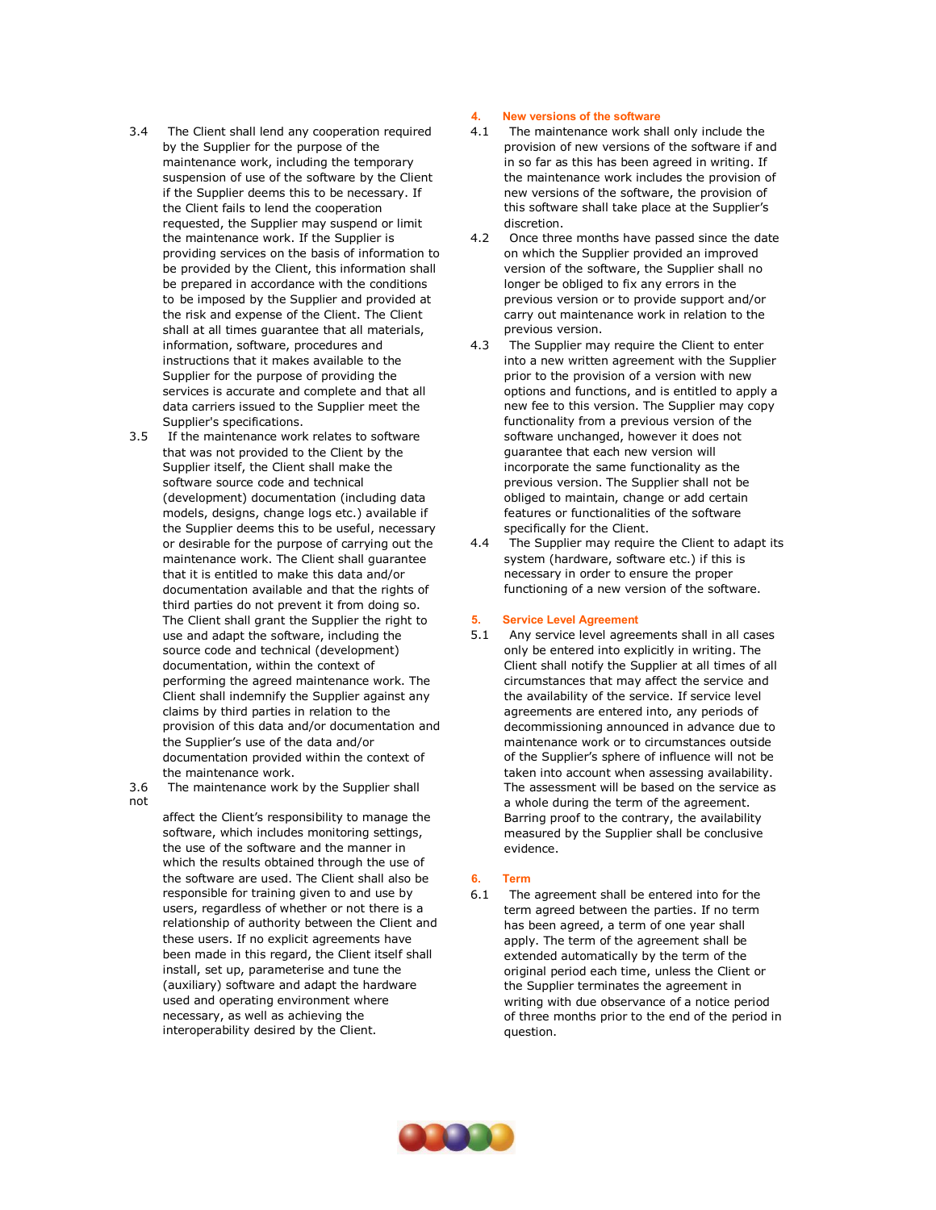3.4 The Client shall lend any cooperation required by the Supplier for the purpose of the maintenance work, including the temporary suspension of use of the software by the Client if the Supplier deems this to be necessary. If the Client fails to lend the cooperation requested, the Supplier may suspend or limit the maintenance work. If the Supplier is providing services on the basis of information to be provided by the Client, this information shall be prepared in accordance with the conditions to be imposed by the Supplier and provided at the risk and expense of the Client. The Client shall at all times guarantee that all materials, information, software, procedures and instructions that it makes available to the Supplier for the purpose of providing the services is accurate and complete and that all data carriers issued to the Supplier meet the Supplier's specifications.

3.5 If the maintenance work relates to software that was not provided to the Client by the Supplier itself, the Client shall make the software source code and technical (development) documentation (including data models, designs, change logs etc.) available if the Supplier deems this to be useful, necessary or desirable for the purpose of carrying out the maintenance work. The Client shall guarantee that it is entitled to make this data and/or documentation available and that the rights of third parties do not prevent it from doing so. The Client shall grant the Supplier the right to use and adapt the software, including the source code and technical (development) documentation, within the context of performing the agreed maintenance work. The Client shall indemnify the Supplier against any claims by third parties in relation to the provision of this data and/or documentation and the Supplier's use of the data and/or documentation provided within the context of the maintenance work.

3.6 The maintenance work by the Supplier shall not affect the Client's responsibility to manage the software, which includes monitoring settings, the use of the software and the manner in which the results obtained through the use of the software are used. The Client shall also be responsible for training given to and use by users, regardless of whether or not there is a relationship of authority between the Client and these users. If no explicit agreements have been made in this regard, the Client itself shall install, set up, parameterise and tune the (auxiliary) software and adapt the hardware used and operating environment where necessary, as well as achieving the interoperability desired by the Client.

## 4. New versions of the software

4.1 The maintenance work shall only include the provision of new versions of the software if and in so far as this has been agreed in writing. If the maintenance work includes the provision of new versions of the software, the provision of this software shall take place at the Supplier's discretion.

4.2 Once three months have passed since the date on which the Supplier provided an improved version of the software, the Supplier shall no longer be obliged to fix any errors in the previous version or to provide support and/or carry out maintenance work in relation to the previous version.

4.3 The Supplier may require the Client to enter into a new written agreement with the Supplier prior to the provision of a version with new options and functions, and is entitled to apply a new fee to this version. The Supplier may copy functionality from a previous version of the software unchanged, however it does not guarantee that each new version will incorporate the same functionality as the previous version. The Supplier shall not be obliged to maintain, change or add certain features or functionalities of the software specifically for the Client.

4.4 The Supplier may require the Client to adapt its system (hardware, software etc.) if this is necessary in order to ensure the proper functioning of a new version of the software.

## 5. Service Level Agreement

5.1 Any service level agreements shall in all cases only be entered into explicitly in writing. The Client shall notify the Supplier at all times of all circumstances that may affect the service and the availability of the service. If service level agreements are entered into, any periods of decommissioning announced in advance due to maintenance work or to circumstances outside of the Supplier's sphere of influence will not be taken into account when assessing availability. The assessment will be based on the service as a whole during the term of the agreement. Barring proof to the contrary, the availability measured by the Supplier shall be conclusive evidence.

## 6. Term

6.1 The agreement shall be entered into for the term agreed between the parties. If no term has been agreed, a term of one year shall apply. The term of the agreement shall be extended automatically by the term of the original period each time, unless the Client or the Supplier terminates the agreement in writing with due observance of a notice period of three months prior to the end of the period in question.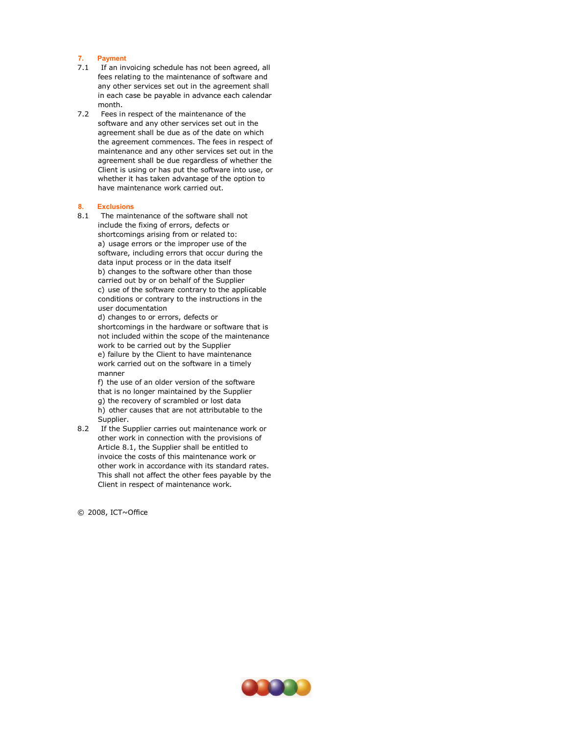## 7. Payment

7.1 If an invoicing schedule has not been agreed, all fees relating to the maintenance of software and any other services set out in the agreement shall in each case be payable in advance each calendar month.

7.2 Fees in respect of the maintenance of the software and any other services set out in the agreement shall be due as of the date on which the agreement commences. The fees in respect of maintenance and any other services set out in the agreement shall be due regardless of whether the Client is using or has put the software into use, or whether it has taken advantage of the option to have maintenance work carried out.

## 8. Exclusions

8.1 The maintenance of the software shall not include the fixing of errors, defects or shortcomings arising from or related to:
a) usage errors or the improper use of the software, including errors that occur during the data input process or in the data itself
b) changes to the software other than those carried out by or on behalf of the Supplier
c) use of the software contrary to the applicable conditions or contrary to the instructions in the user documentation
d) changes to or errors, defects or shortcomings in the hardware or software that is not included within the scope of the maintenance work to be carried out by the Supplier
e) failure by the Client to have maintenance work carried out on the software in a timely manner
f) the use of an older version of the software that is no longer maintained by the Supplier
g) the recovery of scrambled or lost data
h) other causes that are not attributable to the Supplier.

8.2 If the Supplier carries out maintenance work or other work in connection with the provisions of Article 8.1, the Supplier shall be entitled to invoice the costs of this maintenance work or other work in accordance with its standard rates. This shall not affect the other fees payable by the Client in respect of maintenance work.

© 2008, ICT~Office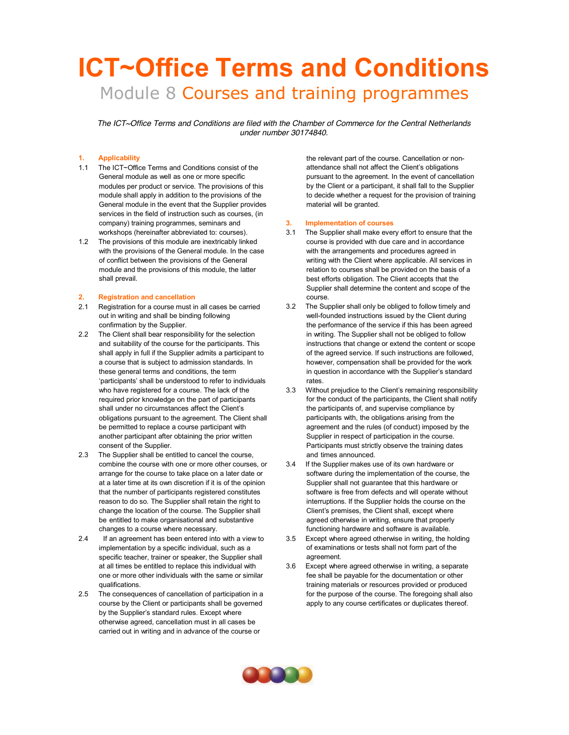# ICT~Office Terms and Conditions

## Module 8 Courses and training programmes

*The ICT~Office Terms and Conditions are filed with the Chamber of Commerce for the Central Netherlands under number 30174840.*

### 1. Applicability

1.1 The ICT~Office Terms and Conditions consist of the General module as well as one or more specific modules per product or service. The provisions of this module shall apply in addition to the provisions of the General module in the event that the Supplier provides services in the field of instruction such as courses, (in company) training programmes, seminars and workshops (hereinafter abbreviated to: courses).

1.2 The provisions of this module are inextricably linked with the provisions of the General module. In the case of conflict between the provisions of the General module and the provisions of this module, the latter shall prevail.

### 2. Registration and cancellation

2.1 Registration for a course must in all cases be carried out in writing and shall be binding following confirmation by the Supplier.

2.2 The Client shall bear responsibility for the selection and suitability of the course for the participants. This shall apply in full if the Supplier admits a participant to a course that is subject to admission standards. In these general terms and conditions, the term 'participants' shall be understood to refer to individuals who have registered for a course. The lack of the required prior knowledge on the part of participants shall under no circumstances affect the Client's obligations pursuant to the agreement. The Client shall be permitted to replace a course participant with another participant after obtaining the prior written consent of the Supplier.

2.3 The Supplier shall be entitled to cancel the course, combine the course with one or more other courses, or arrange for the course to take place on a later date or at a later time at its own discretion if it is of the opinion that the number of participants registered constitutes reason to do so. The Supplier shall retain the right to change the location of the course. The Supplier shall be entitled to make organisational and substantive changes to a course where necessary.

2.4 If an agreement has been entered into with a view to implementation by a specific individual, such as a specific teacher, trainer or speaker, the Supplier shall at all times be entitled to replace this individual with one or more other individuals with the same or similar qualifications.

2.5 The consequences of cancellation of participation in a course by the Client or participants shall be governed by the Supplier's standard rules. Except where otherwise agreed, cancellation must in all cases be carried out in writing and in advance of the course or the relevant part of the course. Cancellation or non-attendance shall not affect the Client's obligations pursuant to the agreement. In the event of cancellation by the Client or a participant, it shall fall to the Supplier to decide whether a request for the provision of training material will be granted.

### 3. Implementation of courses

3.1 The Supplier shall make every effort to ensure that the course is provided with due care and in accordance with the arrangements and procedures agreed in writing with the Client where applicable. All services in relation to courses shall be provided on the basis of a best efforts obligation. The Client accepts that the Supplier shall determine the content and scope of the course.

3.2 The Supplier shall only be obliged to follow timely and well-founded instructions issued by the Client during the performance of the service if this has been agreed in writing. The Supplier shall not be obliged to follow instructions that change or extend the content or scope of the agreed service. If such instructions are followed, however, compensation shall be provided for the work in question in accordance with the Supplier's standard rates.

3.3 Without prejudice to the Client's remaining responsibility for the conduct of the participants, the Client shall notify the participants of, and supervise compliance by participants with, the obligations arising from the agreement and the rules (of conduct) imposed by the Supplier in respect of participation in the course. Participants must strictly observe the training dates and times announced.

3.4 If the Supplier makes use of its own hardware or software during the implementation of the course, the Supplier shall not guarantee that this hardware or software is free from defects and will operate without interruptions. If the Supplier holds the course on the Client's premises, the Client shall, except where agreed otherwise in writing, ensure that properly functioning hardware and software is available.

3.5 Except where agreed otherwise in writing, the holding of examinations or tests shall not form part of the agreement.

3.6 Except where agreed otherwise in writing, a separate fee shall be payable for the documentation or other training materials or resources provided or produced for the purpose of the course. The foregoing shall also apply to any course certificates or duplicates thereof.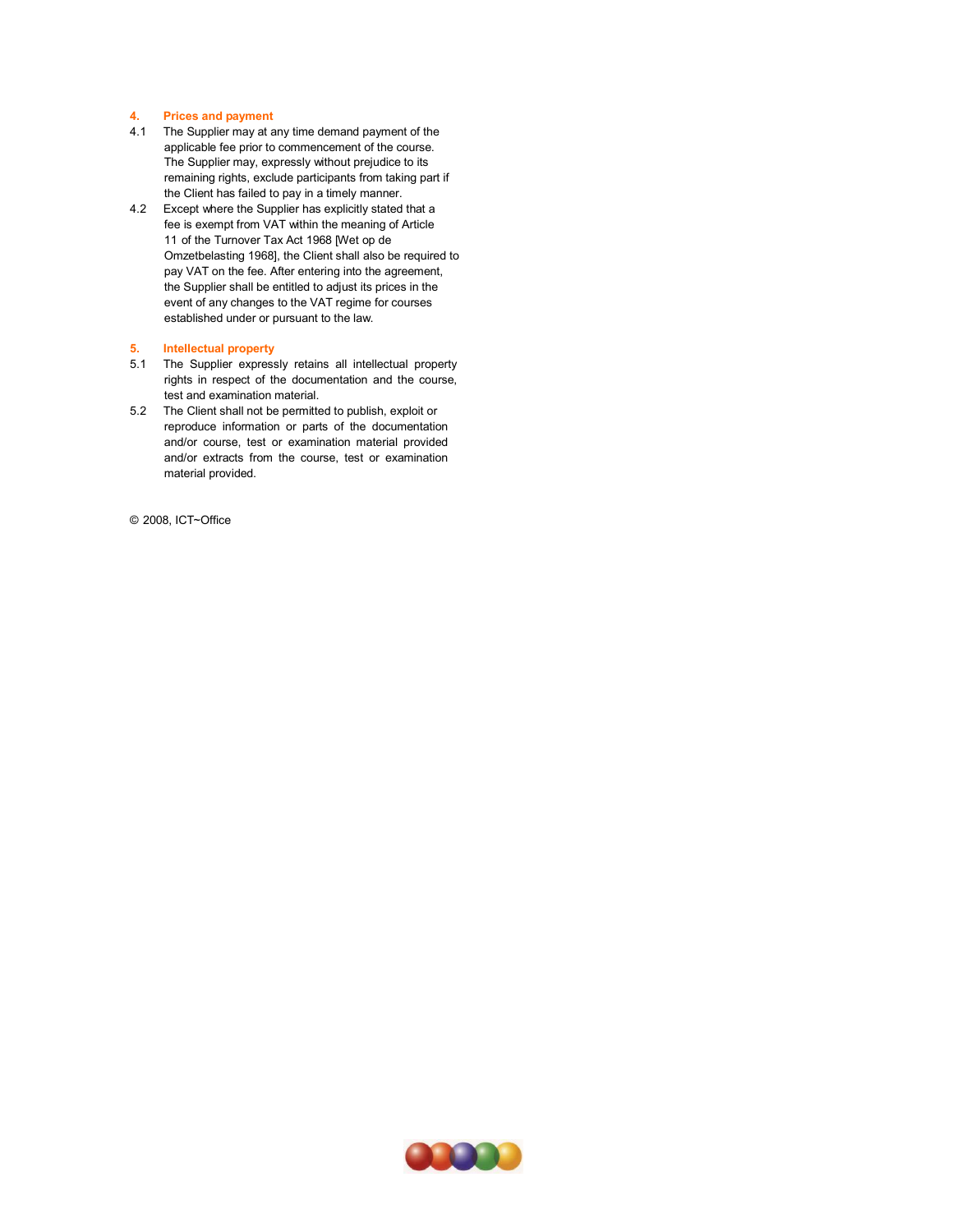## 4. Prices and payment

4.1 The Supplier may at any time demand payment of the applicable fee prior to commencement of the course. The Supplier may, expressly without prejudice to its remaining rights, exclude participants from taking part if the Client has failed to pay in a timely manner.

4.2 Except where the Supplier has explicitly stated that a fee is exempt from VAT within the meaning of Article 11 of the Turnover Tax Act 1968 [Wet op de Omzetbelasting 1968], the Client shall also be required to pay VAT on the fee. After entering into the agreement, the Supplier shall be entitled to adjust its prices in the event of any changes to the VAT regime for courses established under or pursuant to the law.

## 5. Intellectual property

5.1 The Supplier expressly retains all intellectual property rights in respect of the documentation and the course, test and examination material.

5.2 The Client shall not be permitted to publish, exploit or reproduce information or parts of the documentation and/or course, test or examination material provided and/or extracts from the course, test or examination material provided.

© 2008, ICT~Office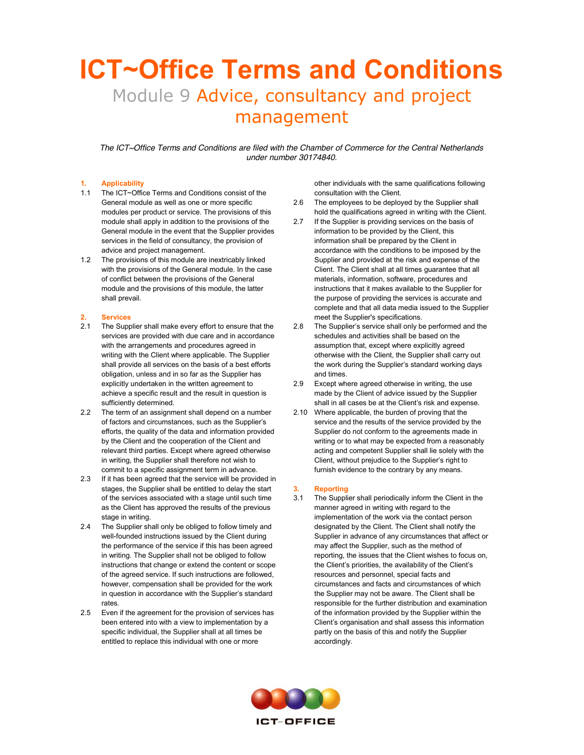# ICT~Office Terms and Conditions

## Module 9 Advice, consultancy and project management

*The ICT~Office Terms and Conditions are filed with the Chamber of Commerce for the Central Netherlands under number 30174840.*

### 1. Applicability

1.1 The ICT~Office Terms and Conditions consist of the General module as well as one or more specific modules per product or service. The provisions of this module shall apply in addition to the provisions of the General module in the event that the Supplier provides services in the field of consultancy, the provision of advice and project management.

1.2 The provisions of this module are inextricably linked with the provisions of the General module. In the case of conflict between the provisions of the General module and the provisions of this module, the latter shall prevail.

### 2. Services

2.1 The Supplier shall make every effort to ensure that the services are provided with due care and in accordance with the arrangements and procedures agreed in writing with the Client where applicable. The Supplier shall provide all services on the basis of a best efforts obligation, unless and in so far as the Supplier has explicitly undertaken in the written agreement to achieve a specific result and the result in question is sufficiently determined.

2.2 The term of an assignment shall depend on a number of factors and circumstances, such as the Supplier's efforts, the quality of the data and information provided by the Client and the cooperation of the Client and relevant third parties. Except where agreed otherwise in writing, the Supplier shall therefore not wish to commit to a specific assignment term in advance.

2.3 If it has been agreed that the service will be provided in stages, the Supplier shall be entitled to delay the start of the services associated with a stage until such time as the Client has approved the results of the previous stage in writing.

2.4 The Supplier shall only be obliged to follow timely and well-founded instructions issued by the Client during the performance of the service if this has been agreed in writing. The Supplier shall not be obliged to follow instructions that change or extend the content or scope of the agreed service. If such instructions are followed, however, compensation shall be provided for the work in question in accordance with the Supplier's standard rates.

2.5 Even if the agreement for the provision of services has been entered into with a view to implementation by a specific individual, the Supplier shall at all times be entitled to replace this individual with one or more other individuals with the same qualifications following consultation with the Client.

2.6 The employees to be deployed by the Supplier shall hold the qualifications agreed in writing with the Client.

2.7 If the Supplier is providing services on the basis of information to be provided by the Client, this information shall be prepared by the Client in accordance with the conditions to be imposed by the Supplier and provided at the risk and expense of the Client. The Client shall at all times guarantee that all materials, information, software, procedures and instructions that it makes available to the Supplier for the purpose of providing the services is accurate and complete and that all data media issued to the Supplier meet the Supplier's specifications.

2.8 The Supplier's service shall only be performed and the schedules and activities shall be based on the assumption that, except where explicitly agreed otherwise with the Client, the Supplier shall carry out the work during the Supplier's standard working days and times.

2.9 Except where agreed otherwise in writing, the use made by the Client of advice issued by the Supplier shall in all cases be at the Client's risk and expense.

2.10 Where applicable, the burden of proving that the service and the results of the service provided by the Supplier do not conform to the agreements made in writing or to what may be expected from a reasonably acting and competent Supplier shall lie solely with the Client, without prejudice to the Supplier's right to furnish evidence to the contrary by any means.

### 3. Reporting

3.1 The Supplier shall periodically inform the Client in the manner agreed in writing with regard to the implementation of the work via the contact person designated by the Client. The Client shall notify the Supplier in advance of any circumstances that affect or may affect the Supplier, such as the method of reporting, the issues that the Client wishes to focus on, the Client's priorities, the availability of the Client's resources and personnel, special facts and circumstances and facts and circumstances of which the Supplier may not be aware. The Client shall be responsible for the further distribution and examination of the information provided by the Supplier within the Client's organisation and shall assess this information partly on the basis of this and notify the Supplier accordingly.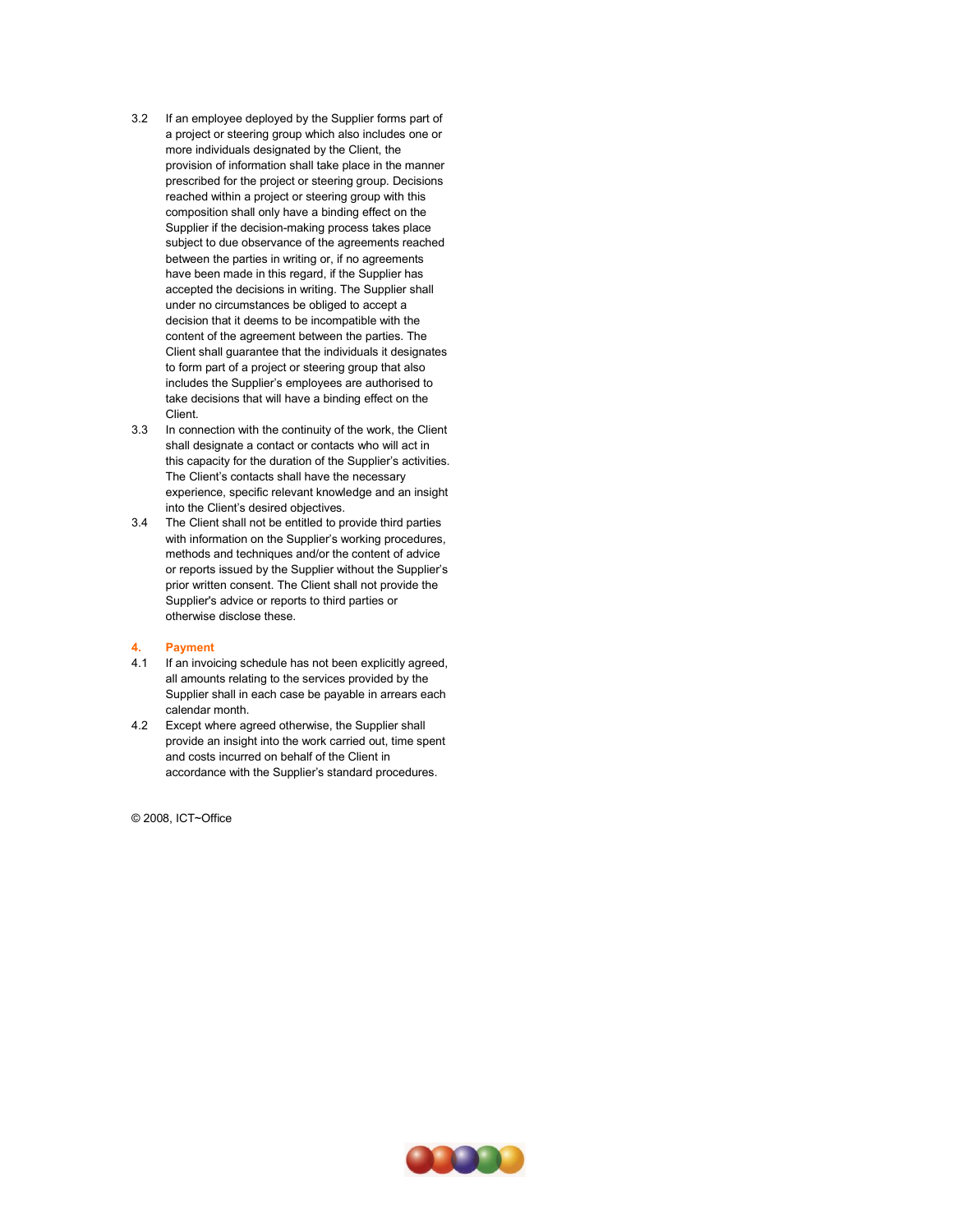3.2 If an employee deployed by the Supplier forms part of a project or steering group which also includes one or more individuals designated by the Client, the provision of information shall take place in the manner prescribed for the project or steering group. Decisions reached within a project or steering group with this composition shall only have a binding effect on the Supplier if the decision-making process takes place subject to due observance of the agreements reached between the parties in writing or, if no agreements have been made in this regard, if the Supplier has accepted the decisions in writing. The Supplier shall under no circumstances be obliged to accept a decision that it deems to be incompatible with the content of the agreement between the parties. The Client shall guarantee that the individuals it designates to form part of a project or steering group that also includes the Supplier's employees are authorised to take decisions that will have a binding effect on the Client.

3.3 In connection with the continuity of the work, the Client shall designate a contact or contacts who will act in this capacity for the duration of the Supplier's activities. The Client's contacts shall have the necessary experience, specific relevant knowledge and an insight into the Client's desired objectives.

3.4 The Client shall not be entitled to provide third parties with information on the Supplier's working procedures, methods and techniques and/or the content of advice or reports issued by the Supplier without the Supplier's prior written consent. The Client shall not provide the Supplier's advice or reports to third parties or otherwise disclose these.

## 4. Payment

4.1 If an invoicing schedule has not been explicitly agreed, all amounts relating to the services provided by the Supplier shall in each case be payable in arrears each calendar month.

4.2 Except where agreed otherwise, the Supplier shall provide an insight into the work carried out, time spent and costs incurred on behalf of the Client in accordance with the Supplier's standard procedures.

© 2008, ICT~Office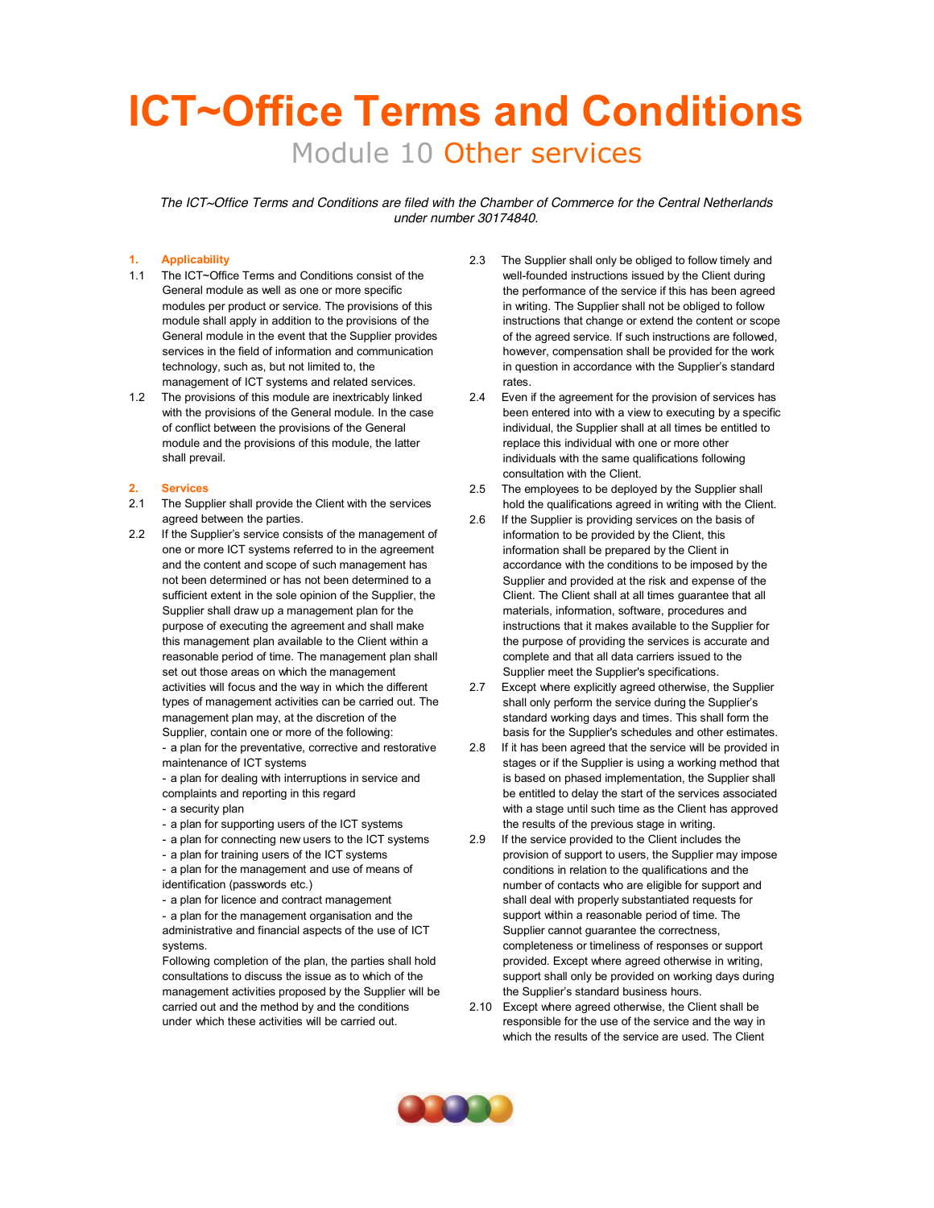# ICT~Office Terms and Conditions

## Module 10 Other services

*The ICT~Office Terms and Conditions are filed with the Chamber of Commerce for the Central Netherlands under number 30174840.*

### 1. Applicability

1.1 The ICT~Office Terms and Conditions consist of the General module as well as one or more specific modules per product or service. The provisions of this module shall apply in addition to the provisions of the General module in the event that the Supplier provides services in the field of information and communication technology, such as, but not limited to, the management of ICT systems and related services.

1.2 The provisions of this module are inextricably linked with the provisions of the General module. In the case of conflict between the provisions of the General module and the provisions of this module, the latter shall prevail.

### 2. Services

2.1 The Supplier shall provide the Client with the services agreed between the parties.

2.2 If the Supplier's service consists of the management of one or more ICT systems referred to in the agreement and the content and scope of such management has not been determined or has not been determined to a sufficient extent in the sole opinion of the Supplier, the Supplier shall draw up a management plan for the purpose of executing the agreement and shall make this management plan available to the Client within a reasonable period of time. The management plan shall set out those areas on which the management activities will focus and the way in which the different types of management activities can be carried out. The management plan may, at the discretion of the Supplier, contain one or more of the following:
- a plan for the preventative, corrective and restorative maintenance of ICT systems
- a plan for dealing with interruptions in service and complaints and reporting in this regard
- a security plan
- a plan for supporting users of the ICT systems
- a plan for connecting new users to the ICT systems
- a plan for training users of the ICT systems
- a plan for the management and use of means of identification (passwords etc.)
- a plan for licence and contract management
- a plan for the management organisation and the administrative and financial aspects of the use of ICT systems.

Following completion of the plan, the parties shall hold consultations to discuss the issue as to which of the management activities proposed by the Supplier will be carried out and the method by and the conditions under which these activities will be carried out.

2.3 The Supplier shall only be obliged to follow timely and well-founded instructions issued by the Client during the performance of the service if this has been agreed in writing. The Supplier shall not be obliged to follow instructions that change or extend the content or scope of the agreed service. If such instructions are followed, however, compensation shall be provided for the work in question in accordance with the Supplier's standard rates.

2.4 Even if the agreement for the provision of services has been entered into with a view to executing by a specific individual, the Supplier shall at all times be entitled to replace this individual with one or more other individuals with the same qualifications following consultation with the Client.

2.5 The employees to be deployed by the Supplier shall hold the qualifications agreed in writing with the Client.

2.6 If the Supplier is providing services on the basis of information to be provided by the Client, this information shall be prepared by the Client in accordance with the conditions to be imposed by the Supplier and provided at the risk and expense of the Client. The Client shall at all times guarantee that all materials, information, software, procedures and instructions that it makes available to the Supplier for the purpose of providing the services is accurate and complete and that all data carriers issued to the Supplier meet the Supplier's specifications.

2.7 Except where explicitly agreed otherwise, the Supplier shall only perform the service during the Supplier's standard working days and times. This shall form the basis for the Supplier's schedules and other estimates.

2.8 If it has been agreed that the service will be provided in stages or if the Supplier is using a working method that is based on phased implementation, the Supplier shall be entitled to delay the start of the services associated with a stage until such time as the Client has approved the results of the previous stage in writing.

2.9 If the service provided to the Client includes the provision of support to users, the Supplier may impose conditions in relation to the qualifications and the number of contacts who are eligible for support and shall deal with properly substantiated requests for support within a reasonable period of time. The Supplier cannot guarantee the correctness, completeness or timeliness of responses or support provided. Except where agreed otherwise in writing, support shall only be provided on working days during the Supplier's standard business hours.

2.10 Except where agreed otherwise, the Client shall be responsible for the use of the service and the way in which the results of the service are used. The Client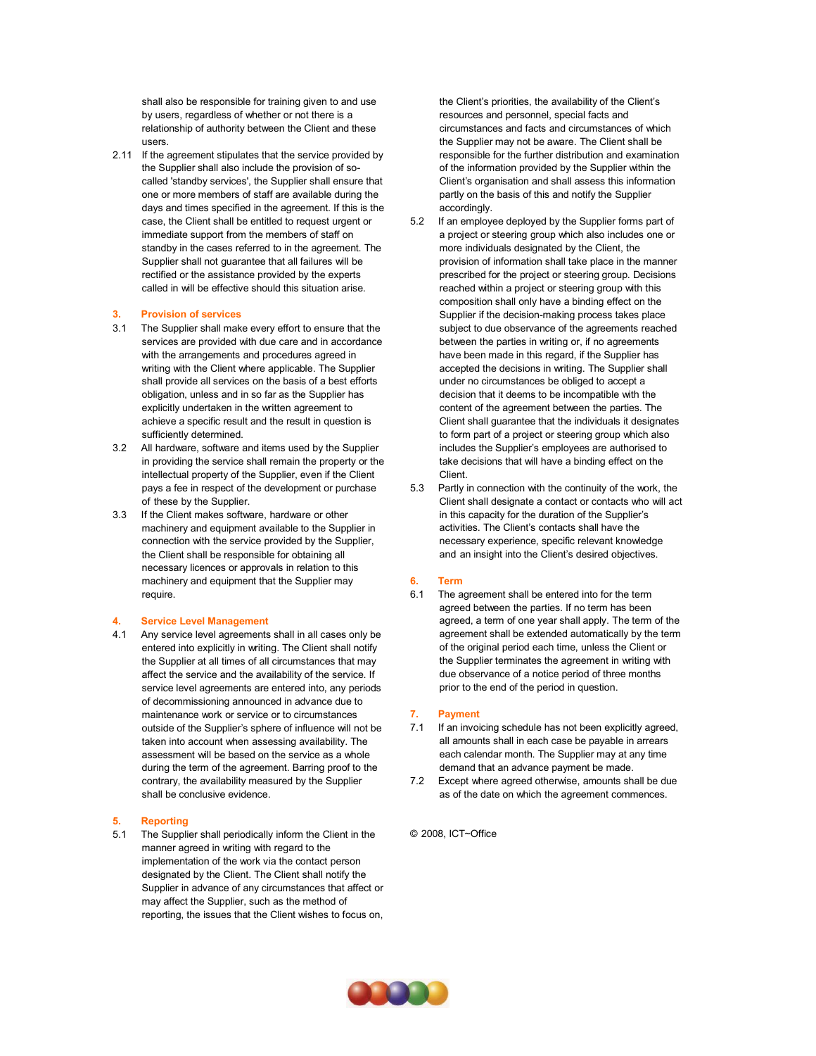shall also be responsible for training given to and use by users, regardless of whether or not there is a relationship of authority between the Client and these users.

2.11 If the agreement stipulates that the service provided by the Supplier shall also include the provision of so-called 'standby services', the Supplier shall ensure that one or more members of staff are available during the days and times specified in the agreement. If this is the case, the Client shall be entitled to request urgent or immediate support from the members of staff on standby in the cases referred to in the agreement. The Supplier shall not guarantee that all failures will be rectified or the assistance provided by the experts called in will be effective should this situation arise.

## 3. Provision of services

3.1 The Supplier shall make every effort to ensure that the services are provided with due care and in accordance with the arrangements and procedures agreed in writing with the Client where applicable. The Supplier shall provide all services on the basis of a best efforts obligation, unless and in so far as the Supplier has explicitly undertaken in the written agreement to achieve a specific result and the result in question is sufficiently determined.

3.2 All hardware, software and items used by the Supplier in providing the service shall remain the property or the intellectual property of the Supplier, even if the Client pays a fee in respect of the development or purchase of these by the Supplier.

3.3 If the Client makes software, hardware or other machinery and equipment available to the Supplier in connection with the service provided by the Supplier, the Client shall be responsible for obtaining all necessary licences or approvals in relation to this machinery and equipment that the Supplier may require.

## 4. Service Level Management

4.1 Any service level agreements shall in all cases only be entered into explicitly in writing. The Client shall notify the Supplier at all times of all circumstances that may affect the service and the availability of the service. If service level agreements are entered into, any periods of decommissioning announced in advance due to maintenance work or service or to circumstances outside of the Supplier's sphere of influence will not be taken into account when assessing availability. The assessment will be based on the service as a whole during the term of the agreement. Barring proof to the contrary, the availability measured by the Supplier shall be conclusive evidence.

## 5. Reporting

5.1 The Supplier shall periodically inform the Client in the manner agreed in writing with regard to the implementation of the work via the contact person designated by the Client. The Client shall notify the Supplier in advance of any circumstances that affect or may affect the Supplier, such as the method of reporting, the issues that the Client wishes to focus on, the Client's priorities, the availability of the Client's resources and personnel, special facts and circumstances and facts and circumstances of which the Supplier may not be aware. The Client shall be responsible for the further distribution and examination of the information provided by the Supplier within the Client's organisation and shall assess this information partly on the basis of this and notify the Supplier accordingly.

5.2 If an employee deployed by the Supplier forms part of a project or steering group which also includes one or more individuals designated by the Client, the provision of information shall take place in the manner prescribed for the project or steering group. Decisions reached within a project or steering group with this composition shall only have a binding effect on the Supplier if the decision-making process takes place subject to due observance of the agreements reached between the parties in writing or, if no agreements have been made in this regard, if the Supplier has accepted the decisions in writing. The Supplier shall under no circumstances be obliged to accept a decision that it deems to be incompatible with the content of the agreement between the parties. The Client shall guarantee that the individuals it designates to form part of a project or steering group which also includes the Supplier's employees are authorised to take decisions that will have a binding effect on the Client.

5.3 Partly in connection with the continuity of the work, the Client shall designate a contact or contacts who will act in this capacity for the duration of the Supplier's activities. The Client's contacts shall have the necessary experience, specific relevant knowledge and an insight into the Client's desired objectives.

## 6. Term

6.1 The agreement shall be entered into for the term agreed between the parties. If no term has been agreed, a term of one year shall apply. The term of the agreement shall be extended automatically by the term of the original period each time, unless the Client or the Supplier terminates the agreement in writing with due observance of a notice period of three months prior to the end of the period in question.

## 7. Payment

7.1 If an invoicing schedule has not been explicitly agreed, all amounts shall in each case be payable in arrears each calendar month. The Supplier may at any time demand that an advance payment be made.

7.2 Except where agreed otherwise, amounts shall be due as of the date on which the agreement commences.

© 2008, ICT~Office